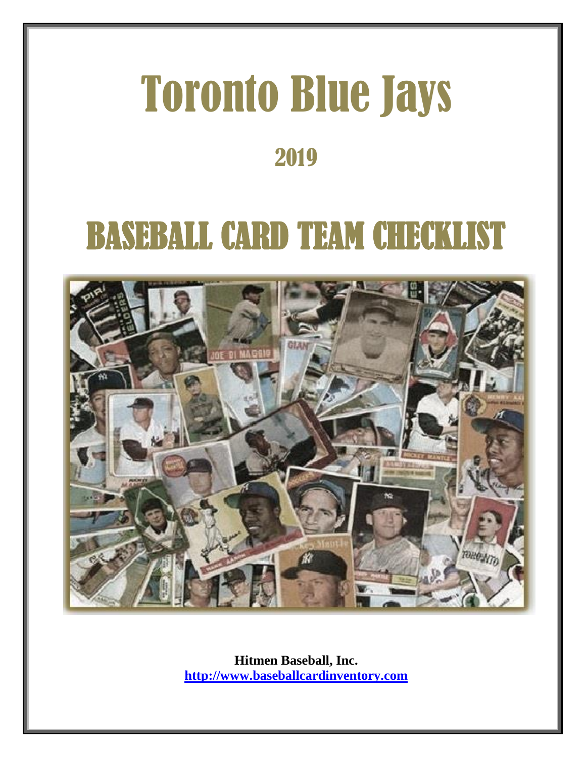# Toronto Blue Jays

## 2019

# BASEBALL CARD TEAM CHECKLIST

**Hitmen Baseball, Inc.**
**http://www.baseballcardinventory.com**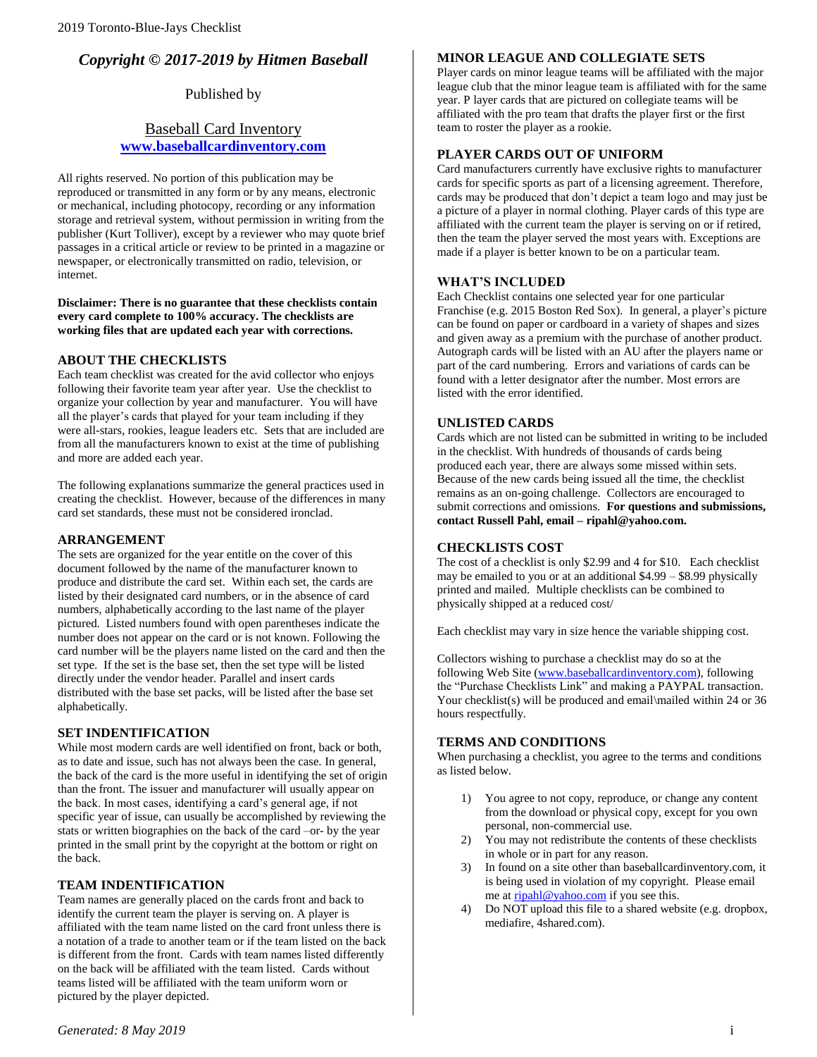# *Copyright © 2017-2019 by Hitmen Baseball*

Published by

Baseball Card Inventory
**www.baseballcardinventory.com**

All rights reserved. No portion of this publication may be reproduced or transmitted in any form or by any means, electronic or mechanical, including photocopy, recording or any information storage and retrieval system, without permission in writing from the publisher (Kurt Tolliver), except by a reviewer who may quote brief passages in a critical article or review to be printed in a magazine or newspaper, or electronically transmitted on radio, television, or internet.

**Disclaimer: There is no guarantee that these checklists contain every card complete to 100% accuracy. The checklists are working files that are updated each year with corrections.**

## ABOUT THE CHECKLISTS

Each team checklist was created for the avid collector who enjoys following their favorite team year after year. Use the checklist to organize your collection by year and manufacturer. You will have all the player's cards that played for your team including if they were all-stars, rookies, league leaders etc. Sets that are included are from all the manufacturers known to exist at the time of publishing and more are added each year.

The following explanations summarize the general practices used in creating the checklist. However, because of the differences in many card set standards, these must not be considered ironclad.

## ARRANGEMENT

The sets are organized for the year entitle on the cover of this document followed by the name of the manufacturer known to produce and distribute the card set. Within each set, the cards are listed by their designated card numbers, or in the absence of card numbers, alphabetically according to the last name of the player pictured. Listed numbers found with open parentheses indicate the number does not appear on the card or is not known. Following the card number will be the players name listed on the card and then the set type. If the set is the base set, then the set type will be listed directly under the vendor header. Parallel and insert cards distributed with the base set packs, will be listed after the base set alphabetically.

## SET INDENTIFICATION

While most modern cards are well identified on front, back or both, as to date and issue, such has not always been the case. In general, the back of the card is the more useful in identifying the set of origin than the front. The issuer and manufacturer will usually appear on the back. In most cases, identifying a card's general age, if not specific year of issue, can usually be accomplished by reviewing the stats or written biographies on the back of the card –or- by the year printed in the small print by the copyright at the bottom or right on the back.

## TEAM INDENTIFICATION

Team names are generally placed on the cards front and back to identify the current team the player is serving on. A player is affiliated with the team name listed on the card front unless there is a notation of a trade to another team or if the team listed on the back is different from the front. Cards with team names listed differently on the back will be affiliated with the team listed. Cards without teams listed will be affiliated with the team uniform worn or pictured by the player depicted.

## MINOR LEAGUE AND COLLEGIATE SETS

Player cards on minor league teams will be affiliated with the major league club that the minor league team is affiliated with for the same year. P layer cards that are pictured on collegiate teams will be affiliated with the pro team that drafts the player first or the first team to roster the player as a rookie.

## PLAYER CARDS OUT OF UNIFORM

Card manufacturers currently have exclusive rights to manufacturer cards for specific sports as part of a licensing agreement. Therefore, cards may be produced that don't depict a team logo and may just be a picture of a player in normal clothing. Player cards of this type are affiliated with the current team the player is serving on or if retired, then the team the player served the most years with. Exceptions are made if a player is better known to be on a particular team.

## WHAT'S INCLUDED

Each Checklist contains one selected year for one particular Franchise (e.g. 2015 Boston Red Sox). In general, a player's picture can be found on paper or cardboard in a variety of shapes and sizes and given away as a premium with the purchase of another product. Autograph cards will be listed with an AU after the players name or part of the card numbering. Errors and variations of cards can be found with a letter designator after the number. Most errors are listed with the error identified.

## UNLISTED CARDS

Cards which are not listed can be submitted in writing to be included in the checklist. With hundreds of thousands of cards being produced each year, there are always some missed within sets. Because of the new cards being issued all the time, the checklist remains as an on-going challenge. Collectors are encouraged to submit corrections and omissions. **For questions and submissions, contact Russell Pahl, email – ripahl@yahoo.com.**

## CHECKLISTS COST

The cost of a checklist is only $2.99 and 4 for $10. Each checklist may be emailed to you or at an additional $4.99 – $8.99 physically printed and mailed. Multiple checklists can be combined to physically shipped at a reduced cost/

Each checklist may vary in size hence the variable shipping cost.

Collectors wishing to purchase a checklist may do so at the following Web Site (www.baseballcardinventory.com), following the "Purchase Checklists Link" and making a PAYPAL transaction. Your checklist(s) will be produced and email\mailed within 24 or 36 hours respectfully.

## TERMS AND CONDITIONS

When purchasing a checklist, you agree to the terms and conditions as listed below.

1) You agree to not copy, reproduce, or change any content from the download or physical copy, except for you own personal, non-commercial use.
2) You may not redistribute the contents of these checklists in whole or in part for any reason.
3) In found on a site other than baseballcardinventory.com, it is being used in violation of my copyright. Please email me at ripahl@yahoo.com if you see this.
4) Do NOT upload this file to a shared website (e.g. dropbox, mediafire, 4shared.com).

*Generated: 8 May 2019*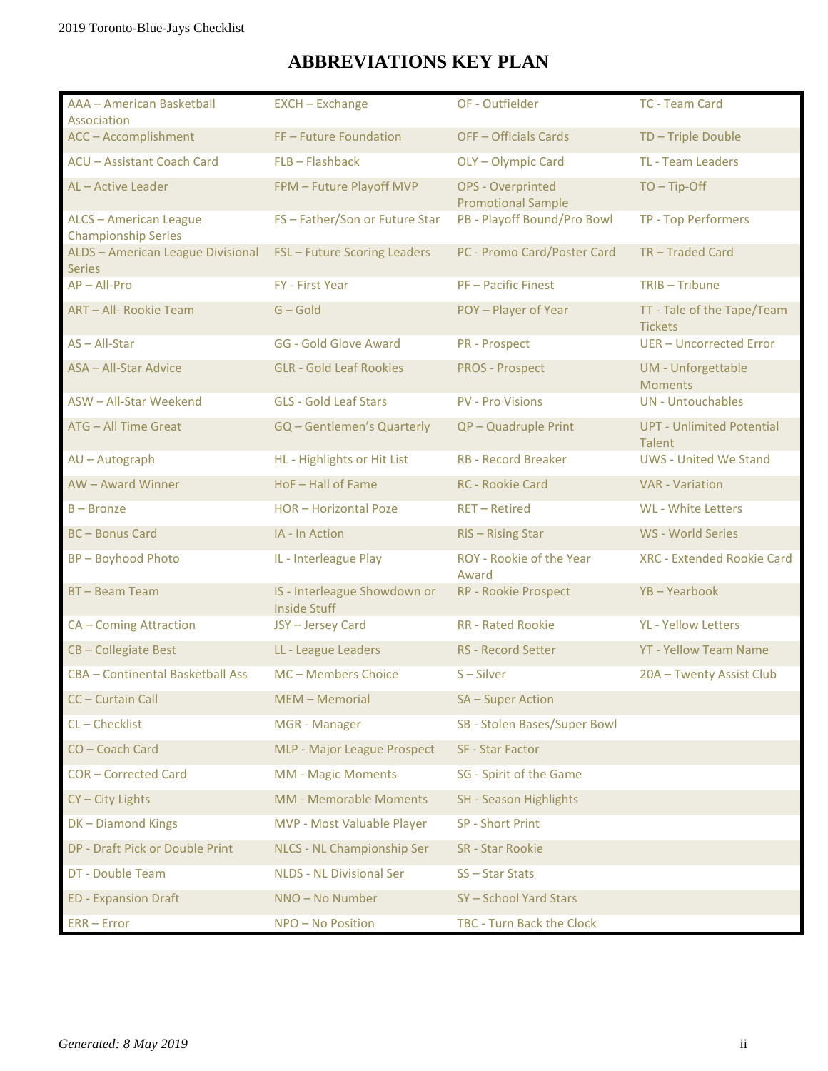# ABBREVIATIONS KEY PLAN

| | | | |
|---|---|---|---|
| AAA – American Basketball Association | EXCH – Exchange | OF - Outfielder | TC - Team Card |
| ACC – Accomplishment | FF – Future Foundation | OFF – Officials Cards | TD – Triple Double |
| ACU – Assistant Coach Card | FLB – Flashback | OLY – Olympic Card | TL - Team Leaders |
| AL – Active Leader | FPM – Future Playoff MVP | OPS - Overprinted Promotional Sample | TO – Tip-Off |
| ALCS – American League Championship Series | FS – Father/Son or Future Star | PB - Playoff Bound/Pro Bowl | TP - Top Performers |
| ALDS – American League Divisional Series | FSL – Future Scoring Leaders | PC - Promo Card/Poster Card | TR – Traded Card |
| AP – All-Pro | FY - First Year | PF – Pacific Finest | TRIB – Tribune |
| ART – All- Rookie Team | G – Gold | POY – Player of Year | TT - Tale of the Tape/Team Tickets |
| AS – All-Star | GG - Gold Glove Award | PR - Prospect | UER – Uncorrected Error |
| ASA – All-Star Advice | GLR - Gold Leaf Rookies | PROS - Prospect | UM - Unforgettable Moments |
| ASW – All-Star Weekend | GLS - Gold Leaf Stars | PV - Pro Visions | UN - Untouchables |
| ATG – All Time Great | GQ – Gentlemen's Quarterly | QP – Quadruple Print | UPT - Unlimited Potential Talent |
| AU – Autograph | HL - Highlights or Hit List | RB - Record Breaker | UWS - United We Stand |
| AW – Award Winner | HoF – Hall of Fame | RC - Rookie Card | VAR - Variation |
| B – Bronze | HOR – Horizontal Poze | RET – Retired | WL - White Letters |
| BC – Bonus Card | IA - In Action | RiS – Rising Star | WS - World Series |
| BP – Boyhood Photo | IL - Interleague Play | ROY - Rookie of the Year Award | XRC - Extended Rookie Card |
| BT – Beam Team | IS - Interleague Showdown or Inside Stuff | RP - Rookie Prospect | YB – Yearbook |
| CA – Coming Attraction | JSY – Jersey Card | RR - Rated Rookie | YL - Yellow Letters |
| CB – Collegiate Best | LL - League Leaders | RS - Record Setter | YT - Yellow Team Name |
| CBA – Continental Basketball Ass | MC – Members Choice | S – Silver | 20A – Twenty Assist Club |
| CC – Curtain Call | MEM – Memorial | SA – Super Action | |
| CL – Checklist | MGR - Manager | SB - Stolen Bases/Super Bowl | |
| CO – Coach Card | MLP - Major League Prospect | SF - Star Factor | |
| COR – Corrected Card | MM - Magic Moments | SG - Spirit of the Game | |
| CY – City Lights | MM - Memorable Moments | SH - Season Highlights | |
| DK – Diamond Kings | MVP - Most Valuable Player | SP - Short Print | |
| DP - Draft Pick or Double Print | NLCS - NL Championship Ser | SR - Star Rookie | |
| DT - Double Team | NLDS - NL Divisional Ser | SS – Star Stats | |
| ED - Expansion Draft | NNO – No Number | SY – School Yard Stars | |
| ERR – Error | NPO – No Position | TBC - Turn Back the Clock | |

*Generated: 8 May 2019*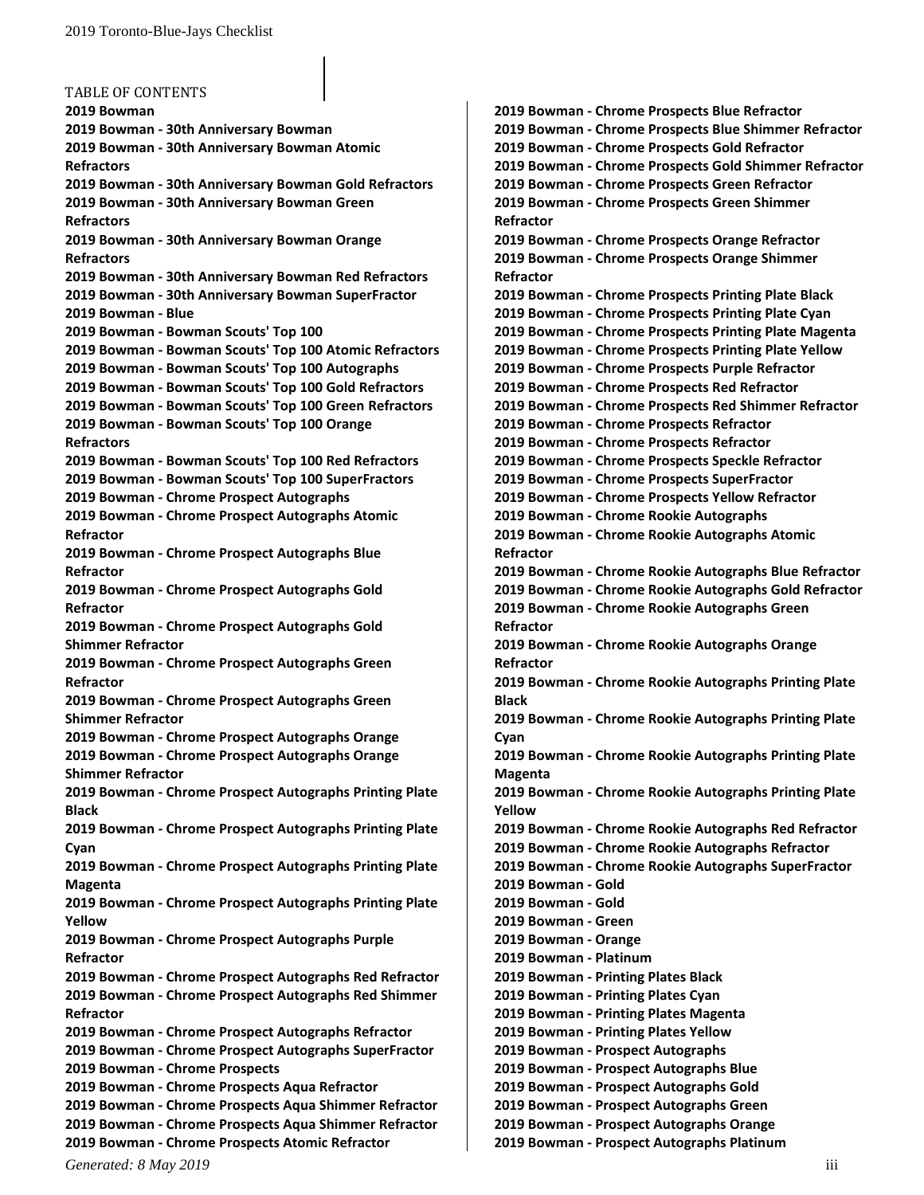TABLE OF CONTENTS

**2019 Bowman**
**2019 Bowman - 30th Anniversary Bowman**
**2019 Bowman - 30th Anniversary Bowman Atomic Refractors**
**2019 Bowman - 30th Anniversary Bowman Gold Refractors**
**2019 Bowman - 30th Anniversary Bowman Green Refractors**
**2019 Bowman - 30th Anniversary Bowman Orange Refractors**
**2019 Bowman - 30th Anniversary Bowman Red Refractors**
**2019 Bowman - 30th Anniversary Bowman SuperFractor**
**2019 Bowman - Blue**
**2019 Bowman - Bowman Scouts' Top 100**
**2019 Bowman - Bowman Scouts' Top 100 Atomic Refractors**
**2019 Bowman - Bowman Scouts' Top 100 Autographs**
**2019 Bowman - Bowman Scouts' Top 100 Gold Refractors**
**2019 Bowman - Bowman Scouts' Top 100 Green Refractors**
**2019 Bowman - Bowman Scouts' Top 100 Orange Refractors**
**2019 Bowman - Bowman Scouts' Top 100 Red Refractors**
**2019 Bowman - Bowman Scouts' Top 100 SuperFractors**
**2019 Bowman - Chrome Prospect Autographs**
**2019 Bowman - Chrome Prospect Autographs Atomic Refractor**
**2019 Bowman - Chrome Prospect Autographs Blue Refractor**
**2019 Bowman - Chrome Prospect Autographs Gold Refractor**
**2019 Bowman - Chrome Prospect Autographs Gold Shimmer Refractor**
**2019 Bowman - Chrome Prospect Autographs Green Refractor**
**2019 Bowman - Chrome Prospect Autographs Green Shimmer Refractor**
**2019 Bowman - Chrome Prospect Autographs Orange**
**2019 Bowman - Chrome Prospect Autographs Orange Shimmer Refractor**
**2019 Bowman - Chrome Prospect Autographs Printing Plate Black**
**2019 Bowman - Chrome Prospect Autographs Printing Plate Cyan**
**2019 Bowman - Chrome Prospect Autographs Printing Plate Magenta**
**2019 Bowman - Chrome Prospect Autographs Printing Plate Yellow**
**2019 Bowman - Chrome Prospect Autographs Purple Refractor**
**2019 Bowman - Chrome Prospect Autographs Red Refractor**
**2019 Bowman - Chrome Prospect Autographs Red Shimmer Refractor**
**2019 Bowman - Chrome Prospect Autographs Refractor**
**2019 Bowman - Chrome Prospect Autographs SuperFractor**
**2019 Bowman - Chrome Prospects**
**2019 Bowman - Chrome Prospects Aqua Refractor**
**2019 Bowman - Chrome Prospects Aqua Shimmer Refractor**
**2019 Bowman - Chrome Prospects Aqua Shimmer Refractor**
**2019 Bowman - Chrome Prospects Atomic Refractor**
**2019 Bowman - Chrome Prospects Blue Refractor**
**2019 Bowman - Chrome Prospects Blue Shimmer Refractor**
**2019 Bowman - Chrome Prospects Gold Refractor**
**2019 Bowman - Chrome Prospects Gold Shimmer Refractor**
**2019 Bowman - Chrome Prospects Green Refractor**
**2019 Bowman - Chrome Prospects Green Shimmer Refractor**
**2019 Bowman - Chrome Prospects Orange Refractor**
**2019 Bowman - Chrome Prospects Orange Shimmer Refractor**
**2019 Bowman - Chrome Prospects Printing Plate Black**
**2019 Bowman - Chrome Prospects Printing Plate Cyan**
**2019 Bowman - Chrome Prospects Printing Plate Magenta**
**2019 Bowman - Chrome Prospects Printing Plate Yellow**
**2019 Bowman - Chrome Prospects Purple Refractor**
**2019 Bowman - Chrome Prospects Red Refractor**
**2019 Bowman - Chrome Prospects Red Shimmer Refractor**
**2019 Bowman - Chrome Prospects Refractor**
**2019 Bowman - Chrome Prospects Refractor**
**2019 Bowman - Chrome Prospects Speckle Refractor**
**2019 Bowman - Chrome Prospects SuperFractor**
**2019 Bowman - Chrome Prospects Yellow Refractor**
**2019 Bowman - Chrome Rookie Autographs**
**2019 Bowman - Chrome Rookie Autographs Atomic Refractor**
**2019 Bowman - Chrome Rookie Autographs Blue Refractor**
**2019 Bowman - Chrome Rookie Autographs Gold Refractor**
**2019 Bowman - Chrome Rookie Autographs Green Refractor**
**2019 Bowman - Chrome Rookie Autographs Orange Refractor**
**2019 Bowman - Chrome Rookie Autographs Printing Plate Black**
**2019 Bowman - Chrome Rookie Autographs Printing Plate Cyan**
**2019 Bowman - Chrome Rookie Autographs Printing Plate Magenta**
**2019 Bowman - Chrome Rookie Autographs Printing Plate Yellow**
**2019 Bowman - Chrome Rookie Autographs Red Refractor**
**2019 Bowman - Chrome Rookie Autographs Refractor**
**2019 Bowman - Chrome Rookie Autographs SuperFractor**
**2019 Bowman - Gold**
**2019 Bowman - Gold**
**2019 Bowman - Green**
**2019 Bowman - Orange**
**2019 Bowman - Platinum**
**2019 Bowman - Printing Plates Black**
**2019 Bowman - Printing Plates Cyan**
**2019 Bowman - Printing Plates Magenta**
**2019 Bowman - Printing Plates Yellow**
**2019 Bowman - Prospect Autographs**
**2019 Bowman - Prospect Autographs Blue**
**2019 Bowman - Prospect Autographs Gold**
**2019 Bowman - Prospect Autographs Green**
**2019 Bowman - Prospect Autographs Orange**
**2019 Bowman - Prospect Autographs Platinum**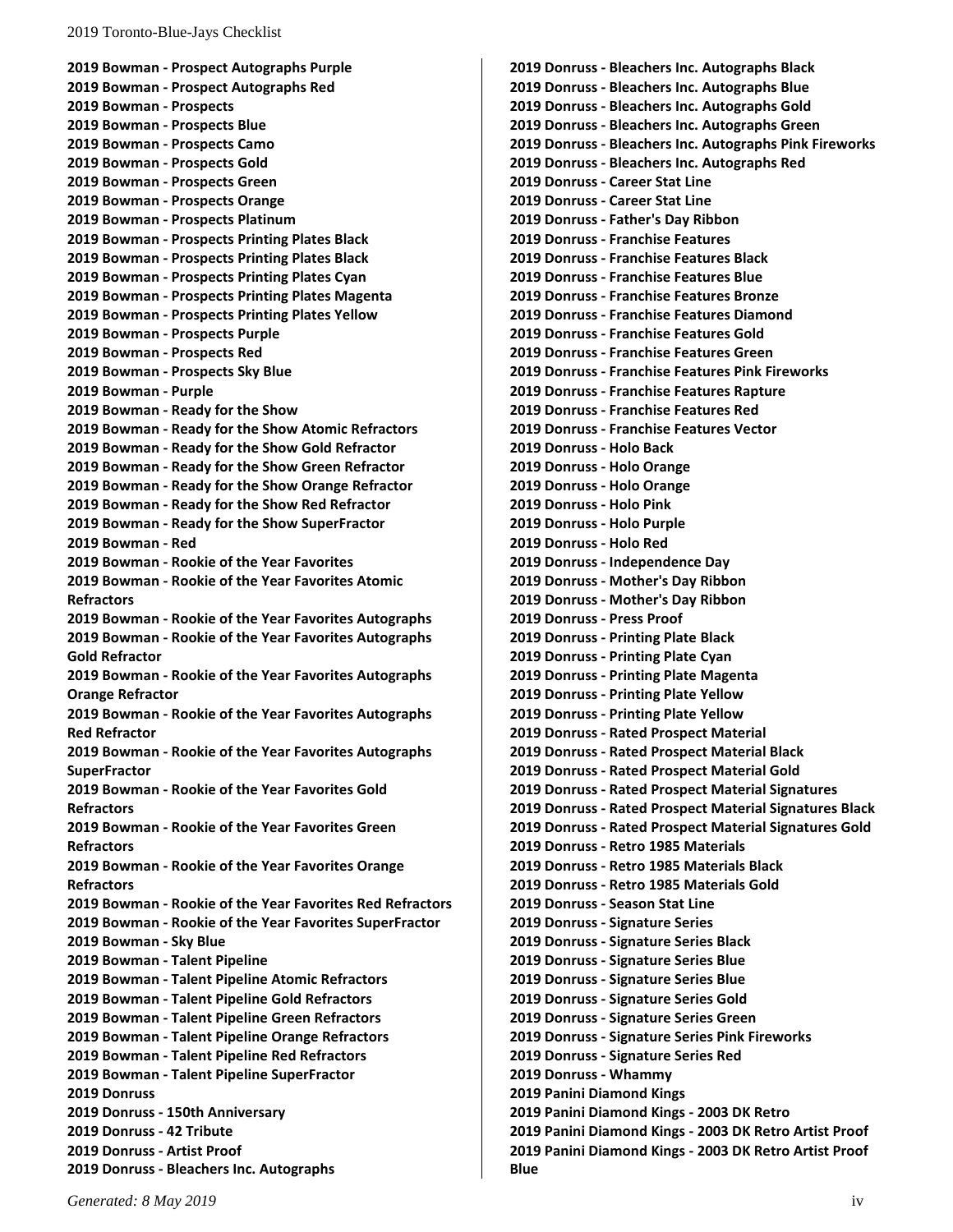**2019 Bowman - Prospect Autographs Purple**
**2019 Bowman - Prospect Autographs Red**
**2019 Bowman - Prospects**
**2019 Bowman - Prospects Blue**
**2019 Bowman - Prospects Camo**
**2019 Bowman - Prospects Gold**
**2019 Bowman - Prospects Green**
**2019 Bowman - Prospects Orange**
**2019 Bowman - Prospects Platinum**
**2019 Bowman - Prospects Printing Plates Black**
**2019 Bowman - Prospects Printing Plates Black**
**2019 Bowman - Prospects Printing Plates Cyan**
**2019 Bowman - Prospects Printing Plates Magenta**
**2019 Bowman - Prospects Printing Plates Yellow**
**2019 Bowman - Prospects Purple**
**2019 Bowman - Prospects Red**
**2019 Bowman - Prospects Sky Blue**
**2019 Bowman - Purple**
**2019 Bowman - Ready for the Show**
**2019 Bowman - Ready for the Show Atomic Refractors**
**2019 Bowman - Ready for the Show Gold Refractor**
**2019 Bowman - Ready for the Show Green Refractor**
**2019 Bowman - Ready for the Show Orange Refractor**
**2019 Bowman - Ready for the Show Red Refractor**
**2019 Bowman - Ready for the Show SuperFractor**
**2019 Bowman - Red**
**2019 Bowman - Rookie of the Year Favorites**
**2019 Bowman - Rookie of the Year Favorites Atomic Refractors**
**2019 Bowman - Rookie of the Year Favorites Autographs**
**2019 Bowman - Rookie of the Year Favorites Autographs Gold Refractor**
**2019 Bowman - Rookie of the Year Favorites Autographs Orange Refractor**
**2019 Bowman - Rookie of the Year Favorites Autographs Red Refractor**
**2019 Bowman - Rookie of the Year Favorites Autographs SuperFractor**
**2019 Bowman - Rookie of the Year Favorites Gold Refractors**
**2019 Bowman - Rookie of the Year Favorites Green Refractors**
**2019 Bowman - Rookie of the Year Favorites Orange Refractors**
**2019 Bowman - Rookie of the Year Favorites Red Refractors**
**2019 Bowman - Rookie of the Year Favorites SuperFractor**
**2019 Bowman - Sky Blue**
**2019 Bowman - Talent Pipeline**
**2019 Bowman - Talent Pipeline Atomic Refractors**
**2019 Bowman - Talent Pipeline Gold Refractors**
**2019 Bowman - Talent Pipeline Green Refractors**
**2019 Bowman - Talent Pipeline Orange Refractors**
**2019 Bowman - Talent Pipeline Red Refractors**
**2019 Bowman - Talent Pipeline SuperFractor**
**2019 Donruss**
**2019 Donruss - 150th Anniversary**
**2019 Donruss - 42 Tribute**
**2019 Donruss - Artist Proof**
**2019 Donruss - Bleachers Inc. Autographs**
**2019 Donruss - Bleachers Inc. Autographs Black**
**2019 Donruss - Bleachers Inc. Autographs Blue**
**2019 Donruss - Bleachers Inc. Autographs Gold**
**2019 Donruss - Bleachers Inc. Autographs Green**
**2019 Donruss - Bleachers Inc. Autographs Pink Fireworks**
**2019 Donruss - Bleachers Inc. Autographs Red**
**2019 Donruss - Career Stat Line**
**2019 Donruss - Career Stat Line**
**2019 Donruss - Father's Day Ribbon**
**2019 Donruss - Franchise Features**
**2019 Donruss - Franchise Features Black**
**2019 Donruss - Franchise Features Blue**
**2019 Donruss - Franchise Features Bronze**
**2019 Donruss - Franchise Features Diamond**
**2019 Donruss - Franchise Features Gold**
**2019 Donruss - Franchise Features Green**
**2019 Donruss - Franchise Features Pink Fireworks**
**2019 Donruss - Franchise Features Rapture**
**2019 Donruss - Franchise Features Red**
**2019 Donruss - Franchise Features Vector**
**2019 Donruss - Holo Back**
**2019 Donruss - Holo Orange**
**2019 Donruss - Holo Orange**
**2019 Donruss - Holo Pink**
**2019 Donruss - Holo Purple**
**2019 Donruss - Holo Red**
**2019 Donruss - Independence Day**
**2019 Donruss - Mother's Day Ribbon**
**2019 Donruss - Mother's Day Ribbon**
**2019 Donruss - Press Proof**
**2019 Donruss - Printing Plate Black**
**2019 Donruss - Printing Plate Cyan**
**2019 Donruss - Printing Plate Magenta**
**2019 Donruss - Printing Plate Yellow**
**2019 Donruss - Printing Plate Yellow**
**2019 Donruss - Rated Prospect Material**
**2019 Donruss - Rated Prospect Material Black**
**2019 Donruss - Rated Prospect Material Gold**
**2019 Donruss - Rated Prospect Material Signatures**
**2019 Donruss - Rated Prospect Material Signatures Black**
**2019 Donruss - Rated Prospect Material Signatures Gold**
**2019 Donruss - Retro 1985 Materials**
**2019 Donruss - Retro 1985 Materials Black**
**2019 Donruss - Retro 1985 Materials Gold**
**2019 Donruss - Season Stat Line**
**2019 Donruss - Signature Series**
**2019 Donruss - Signature Series Black**
**2019 Donruss - Signature Series Blue**
**2019 Donruss - Signature Series Blue**
**2019 Donruss - Signature Series Gold**
**2019 Donruss - Signature Series Green**
**2019 Donruss - Signature Series Pink Fireworks**
**2019 Donruss - Signature Series Red**
**2019 Donruss - Whammy**
**2019 Panini Diamond Kings**
**2019 Panini Diamond Kings - 2003 DK Retro**
**2019 Panini Diamond Kings - 2003 DK Retro Artist Proof**
**2019 Panini Diamond Kings - 2003 DK Retro Artist Proof Blue**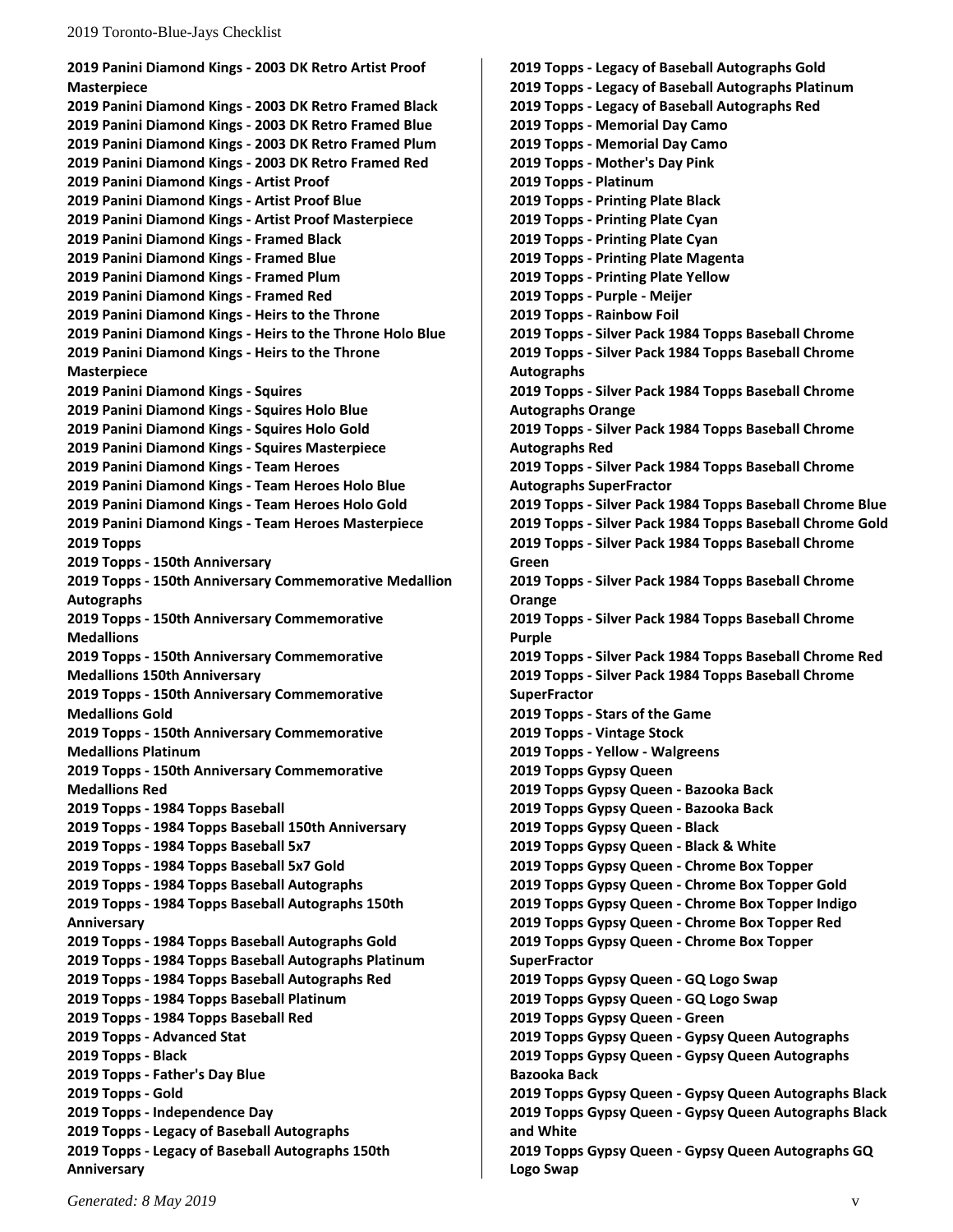**2019 Panini Diamond Kings - 2003 DK Retro Artist Proof Masterpiece**
**2019 Panini Diamond Kings - 2003 DK Retro Framed Black**
**2019 Panini Diamond Kings - 2003 DK Retro Framed Blue**
**2019 Panini Diamond Kings - 2003 DK Retro Framed Plum**
**2019 Panini Diamond Kings - 2003 DK Retro Framed Red**
**2019 Panini Diamond Kings - Artist Proof**
**2019 Panini Diamond Kings - Artist Proof Blue**
**2019 Panini Diamond Kings - Artist Proof Masterpiece**
**2019 Panini Diamond Kings - Framed Black**
**2019 Panini Diamond Kings - Framed Blue**
**2019 Panini Diamond Kings - Framed Plum**
**2019 Panini Diamond Kings - Framed Red**
**2019 Panini Diamond Kings - Heirs to the Throne**
**2019 Panini Diamond Kings - Heirs to the Throne Holo Blue**
**2019 Panini Diamond Kings - Heirs to the Throne Masterpiece**
**2019 Panini Diamond Kings - Squires**
**2019 Panini Diamond Kings - Squires Holo Blue**
**2019 Panini Diamond Kings - Squires Holo Gold**
**2019 Panini Diamond Kings - Squires Masterpiece**
**2019 Panini Diamond Kings - Team Heroes**
**2019 Panini Diamond Kings - Team Heroes Holo Blue**
**2019 Panini Diamond Kings - Team Heroes Holo Gold**
**2019 Panini Diamond Kings - Team Heroes Masterpiece**
**2019 Topps**
**2019 Topps - 150th Anniversary**
**2019 Topps - 150th Anniversary Commemorative Medallion Autographs**
**2019 Topps - 150th Anniversary Commemorative Medallions**
**2019 Topps - 150th Anniversary Commemorative Medallions 150th Anniversary**
**2019 Topps - 150th Anniversary Commemorative Medallions Gold**
**2019 Topps - 150th Anniversary Commemorative Medallions Platinum**
**2019 Topps - 150th Anniversary Commemorative Medallions Red**
**2019 Topps - 1984 Topps Baseball**
**2019 Topps - 1984 Topps Baseball 150th Anniversary**
**2019 Topps - 1984 Topps Baseball 5x7**
**2019 Topps - 1984 Topps Baseball 5x7 Gold**
**2019 Topps - 1984 Topps Baseball Autographs**
**2019 Topps - 1984 Topps Baseball Autographs 150th Anniversary**
**2019 Topps - 1984 Topps Baseball Autographs Gold**
**2019 Topps - 1984 Topps Baseball Autographs Platinum**
**2019 Topps - 1984 Topps Baseball Autographs Red**
**2019 Topps - 1984 Topps Baseball Platinum**
**2019 Topps - 1984 Topps Baseball Red**
**2019 Topps - Advanced Stat**
**2019 Topps - Black**
**2019 Topps - Father's Day Blue**
**2019 Topps - Gold**
**2019 Topps - Independence Day**
**2019 Topps - Legacy of Baseball Autographs**
**2019 Topps - Legacy of Baseball Autographs 150th Anniversary**
**2019 Topps - Legacy of Baseball Autographs Gold**
**2019 Topps - Legacy of Baseball Autographs Platinum**
**2019 Topps - Legacy of Baseball Autographs Red**
**2019 Topps - Memorial Day Camo**
**2019 Topps - Memorial Day Camo**
**2019 Topps - Mother's Day Pink**
**2019 Topps - Platinum**
**2019 Topps - Printing Plate Black**
**2019 Topps - Printing Plate Cyan**
**2019 Topps - Printing Plate Cyan**
**2019 Topps - Printing Plate Magenta**
**2019 Topps - Printing Plate Yellow**
**2019 Topps - Purple - Meijer**
**2019 Topps - Rainbow Foil**
**2019 Topps - Silver Pack 1984 Topps Baseball Chrome**
**2019 Topps - Silver Pack 1984 Topps Baseball Chrome Autographs**
**2019 Topps - Silver Pack 1984 Topps Baseball Chrome Autographs Orange**
**2019 Topps - Silver Pack 1984 Topps Baseball Chrome Autographs Red**
**2019 Topps - Silver Pack 1984 Topps Baseball Chrome Autographs SuperFractor**
**2019 Topps - Silver Pack 1984 Topps Baseball Chrome Blue**
**2019 Topps - Silver Pack 1984 Topps Baseball Chrome Gold**
**2019 Topps - Silver Pack 1984 Topps Baseball Chrome Green**
**2019 Topps - Silver Pack 1984 Topps Baseball Chrome Orange**
**2019 Topps - Silver Pack 1984 Topps Baseball Chrome Purple**
**2019 Topps - Silver Pack 1984 Topps Baseball Chrome Red**
**2019 Topps - Silver Pack 1984 Topps Baseball Chrome SuperFractor**
**2019 Topps - Stars of the Game**
**2019 Topps - Vintage Stock**
**2019 Topps - Yellow - Walgreens**
**2019 Topps Gypsy Queen**
**2019 Topps Gypsy Queen - Bazooka Back**
**2019 Topps Gypsy Queen - Bazooka Back**
**2019 Topps Gypsy Queen - Black**
**2019 Topps Gypsy Queen - Black & White**
**2019 Topps Gypsy Queen - Chrome Box Topper**
**2019 Topps Gypsy Queen - Chrome Box Topper Gold**
**2019 Topps Gypsy Queen - Chrome Box Topper Indigo**
**2019 Topps Gypsy Queen - Chrome Box Topper Red**
**2019 Topps Gypsy Queen - Chrome Box Topper SuperFractor**
**2019 Topps Gypsy Queen - GQ Logo Swap**
**2019 Topps Gypsy Queen - GQ Logo Swap**
**2019 Topps Gypsy Queen - Green**
**2019 Topps Gypsy Queen - Gypsy Queen Autographs**
**2019 Topps Gypsy Queen - Gypsy Queen Autographs Bazooka Back**
**2019 Topps Gypsy Queen - Gypsy Queen Autographs Black**
**2019 Topps Gypsy Queen - Gypsy Queen Autographs Black and White**
**2019 Topps Gypsy Queen - Gypsy Queen Autographs GQ Logo Swap**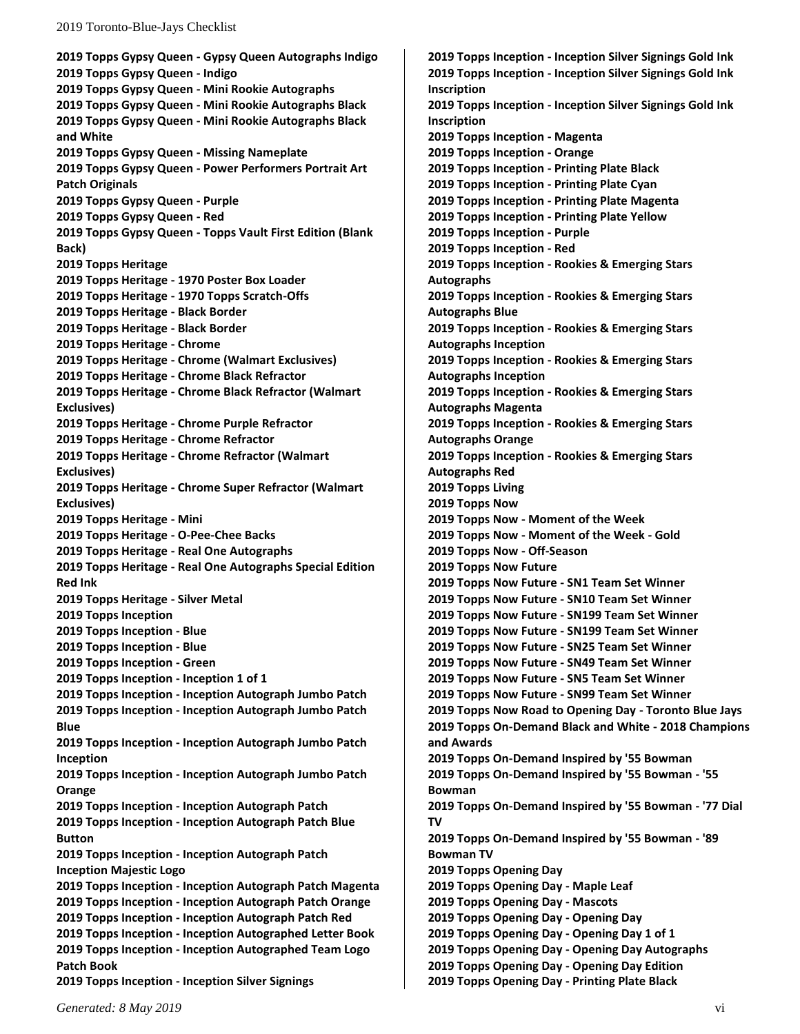**2019 Topps Gypsy Queen - Gypsy Queen Autographs Indigo**
**2019 Topps Gypsy Queen - Indigo**
**2019 Topps Gypsy Queen - Mini Rookie Autographs**
**2019 Topps Gypsy Queen - Mini Rookie Autographs Black**
**2019 Topps Gypsy Queen - Mini Rookie Autographs Black and White**
**2019 Topps Gypsy Queen - Missing Nameplate**
**2019 Topps Gypsy Queen - Power Performers Portrait Art Patch Originals**
**2019 Topps Gypsy Queen - Purple**
**2019 Topps Gypsy Queen - Red**
**2019 Topps Gypsy Queen - Topps Vault First Edition (Blank Back)**
**2019 Topps Heritage**
**2019 Topps Heritage - 1970 Poster Box Loader**
**2019 Topps Heritage - 1970 Topps Scratch-Offs**
**2019 Topps Heritage - Black Border**
**2019 Topps Heritage - Black Border**
**2019 Topps Heritage - Chrome**
**2019 Topps Heritage - Chrome (Walmart Exclusives)**
**2019 Topps Heritage - Chrome Black Refractor**
**2019 Topps Heritage - Chrome Black Refractor (Walmart Exclusives)**
**2019 Topps Heritage - Chrome Purple Refractor**
**2019 Topps Heritage - Chrome Refractor**
**2019 Topps Heritage - Chrome Refractor (Walmart Exclusives)**
**2019 Topps Heritage - Chrome Super Refractor (Walmart Exclusives)**
**2019 Topps Heritage - Mini**
**2019 Topps Heritage - O-Pee-Chee Backs**
**2019 Topps Heritage - Real One Autographs**
**2019 Topps Heritage - Real One Autographs Special Edition Red Ink**
**2019 Topps Heritage - Silver Metal**
**2019 Topps Inception**
**2019 Topps Inception - Blue**
**2019 Topps Inception - Blue**
**2019 Topps Inception - Green**
**2019 Topps Inception - Inception 1 of 1**
**2019 Topps Inception - Inception Autograph Jumbo Patch**
**2019 Topps Inception - Inception Autograph Jumbo Patch Blue**
**2019 Topps Inception - Inception Autograph Jumbo Patch Inception**
**2019 Topps Inception - Inception Autograph Jumbo Patch Orange**
**2019 Topps Inception - Inception Autograph Patch**
**2019 Topps Inception - Inception Autograph Patch Blue Button**
**2019 Topps Inception - Inception Autograph Patch Inception Majestic Logo**
**2019 Topps Inception - Inception Autograph Patch Magenta**
**2019 Topps Inception - Inception Autograph Patch Orange**
**2019 Topps Inception - Inception Autograph Patch Red**
**2019 Topps Inception - Inception Autographed Letter Book**
**2019 Topps Inception - Inception Autographed Team Logo Patch Book**
**2019 Topps Inception - Inception Silver Signings**
**2019 Topps Inception - Inception Silver Signings Gold Ink**
**2019 Topps Inception - Inception Silver Signings Gold Ink Inscription**
**2019 Topps Inception - Inception Silver Signings Gold Ink Inscription**
**2019 Topps Inception - Magenta**
**2019 Topps Inception - Orange**
**2019 Topps Inception - Printing Plate Black**
**2019 Topps Inception - Printing Plate Cyan**
**2019 Topps Inception - Printing Plate Magenta**
**2019 Topps Inception - Printing Plate Yellow**
**2019 Topps Inception - Purple**
**2019 Topps Inception - Red**
**2019 Topps Inception - Rookies & Emerging Stars Autographs**
**2019 Topps Inception - Rookies & Emerging Stars Autographs Blue**
**2019 Topps Inception - Rookies & Emerging Stars Autographs Inception**
**2019 Topps Inception - Rookies & Emerging Stars Autographs Inception**
**2019 Topps Inception - Rookies & Emerging Stars Autographs Magenta**
**2019 Topps Inception - Rookies & Emerging Stars Autographs Orange**
**2019 Topps Inception - Rookies & Emerging Stars Autographs Red**
**2019 Topps Living**
**2019 Topps Now**
**2019 Topps Now - Moment of the Week**
**2019 Topps Now - Moment of the Week - Gold**
**2019 Topps Now - Off-Season**
**2019 Topps Now Future**
**2019 Topps Now Future - SN1 Team Set Winner**
**2019 Topps Now Future - SN10 Team Set Winner**
**2019 Topps Now Future - SN199 Team Set Winner**
**2019 Topps Now Future - SN199 Team Set Winner**
**2019 Topps Now Future - SN25 Team Set Winner**
**2019 Topps Now Future - SN49 Team Set Winner**
**2019 Topps Now Future - SN5 Team Set Winner**
**2019 Topps Now Future - SN99 Team Set Winner**
**2019 Topps Now Road to Opening Day - Toronto Blue Jays**
**2019 Topps On-Demand Black and White - 2018 Champions and Awards**
**2019 Topps On-Demand Inspired by '55 Bowman**
**2019 Topps On-Demand Inspired by '55 Bowman - '55 Bowman**
**2019 Topps On-Demand Inspired by '55 Bowman - '77 Dial TV**
**2019 Topps On-Demand Inspired by '55 Bowman - '89 Bowman TV**
**2019 Topps Opening Day**
**2019 Topps Opening Day - Maple Leaf**
**2019 Topps Opening Day - Mascots**
**2019 Topps Opening Day - Opening Day**
**2019 Topps Opening Day - Opening Day 1 of 1**
**2019 Topps Opening Day - Opening Day Autographs**
**2019 Topps Opening Day - Opening Day Edition**
**2019 Topps Opening Day - Printing Plate Black**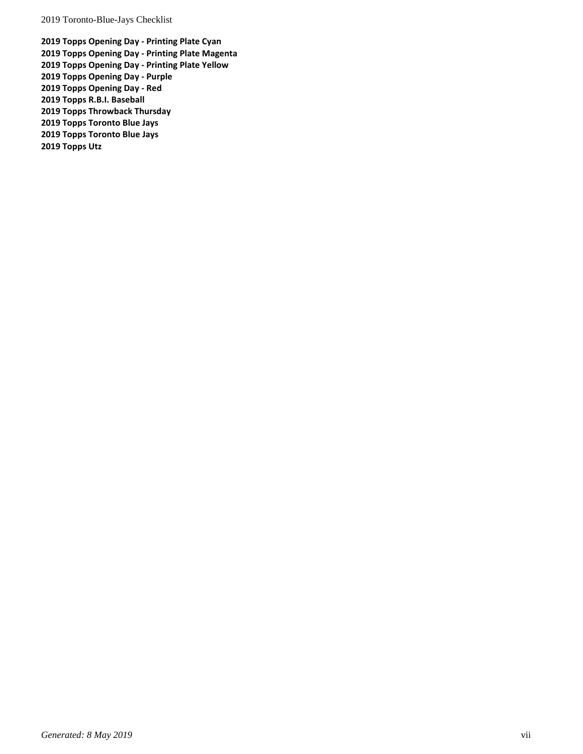**2019 Topps Opening Day - Printing Plate Cyan**
**2019 Topps Opening Day - Printing Plate Magenta**
**2019 Topps Opening Day - Printing Plate Yellow**
**2019 Topps Opening Day - Purple**
**2019 Topps Opening Day - Red**
**2019 Topps R.B.I. Baseball**
**2019 Topps Throwback Thursday**
**2019 Topps Toronto Blue Jays**
**2019 Topps Toronto Blue Jays**
**2019 Topps Utz**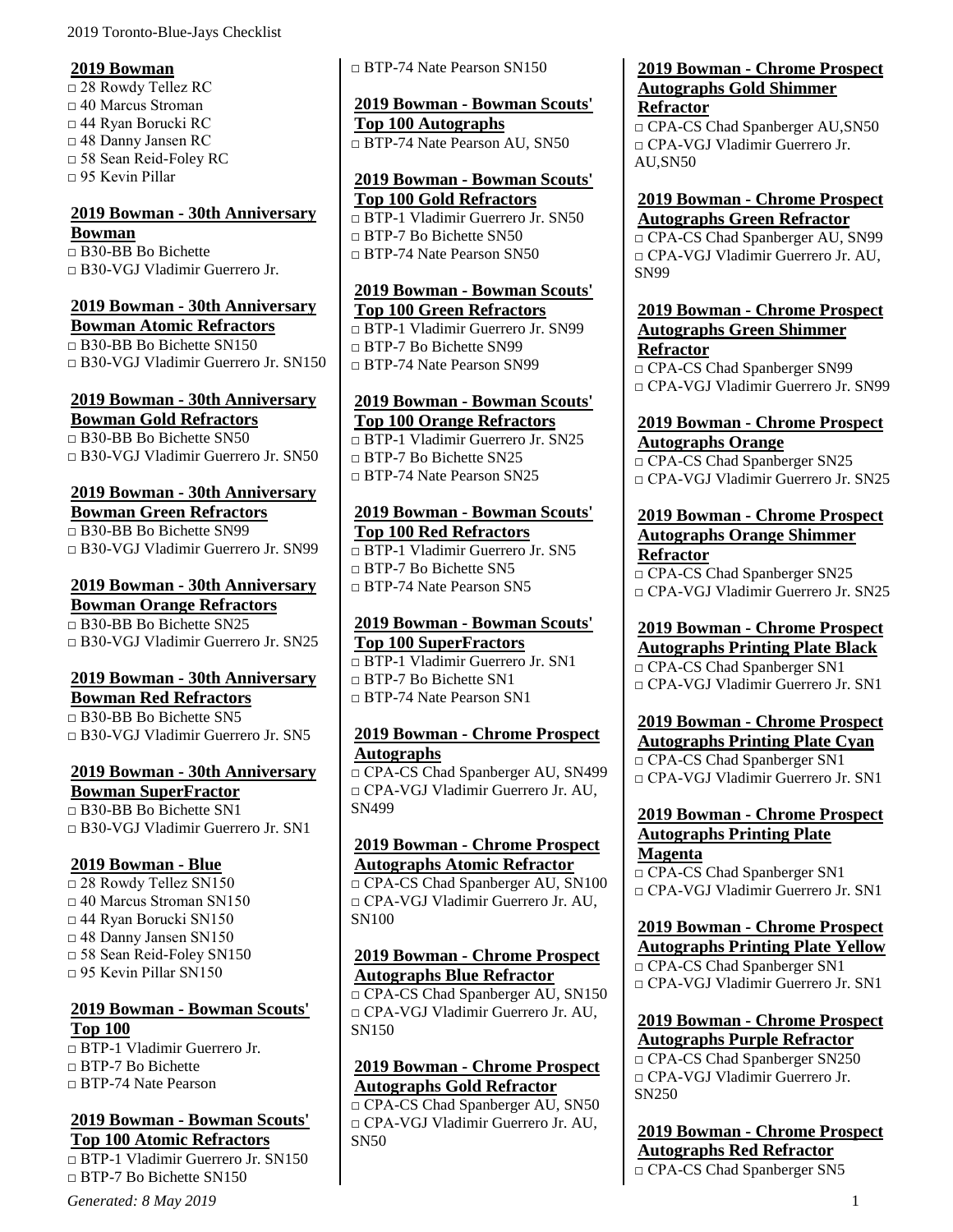**2019 Bowman**

□ 28 Rowdy Tellez RC
□ 40 Marcus Stroman
□ 44 Ryan Borucki RC
□ 48 Danny Jansen RC
□ 58 Sean Reid-Foley RC
□ 95 Kevin Pillar

**2019 Bowman - 30th Anniversary Bowman**

□ B30-BB Bo Bichette
□ B30-VGJ Vladimir Guerrero Jr.

**2019 Bowman - 30th Anniversary Bowman Atomic Refractors**

□ B30-BB Bo Bichette SN150
□ B30-VGJ Vladimir Guerrero Jr. SN150

**2019 Bowman - 30th Anniversary Bowman Gold Refractors**

□ B30-BB Bo Bichette SN50
□ B30-VGJ Vladimir Guerrero Jr. SN50

**2019 Bowman - 30th Anniversary Bowman Green Refractors**

□ B30-BB Bo Bichette SN99
□ B30-VGJ Vladimir Guerrero Jr. SN99

**2019 Bowman - 30th Anniversary Bowman Orange Refractors**

□ B30-BB Bo Bichette SN25
□ B30-VGJ Vladimir Guerrero Jr. SN25

**2019 Bowman - 30th Anniversary Bowman Red Refractors**

□ B30-BB Bo Bichette SN5
□ B30-VGJ Vladimir Guerrero Jr. SN5

**2019 Bowman - 30th Anniversary Bowman SuperFractor**

□ B30-BB Bo Bichette SN1
□ B30-VGJ Vladimir Guerrero Jr. SN1

**2019 Bowman - Blue**

□ 28 Rowdy Tellez SN150
□ 40 Marcus Stroman SN150
□ 44 Ryan Borucki SN150
□ 48 Danny Jansen SN150
□ 58 Sean Reid-Foley SN150
□ 95 Kevin Pillar SN150

**2019 Bowman - Bowman Scouts' Top 100**

□ BTP-1 Vladimir Guerrero Jr.
□ BTP-7 Bo Bichette
□ BTP-74 Nate Pearson

**2019 Bowman - Bowman Scouts' Top 100 Atomic Refractors**

□ BTP-1 Vladimir Guerrero Jr. SN150
□ BTP-7 Bo Bichette SN150
□ BTP-74 Nate Pearson SN150

**2019 Bowman - Bowman Scouts' Top 100 Autographs**

□ BTP-74 Nate Pearson AU, SN50

**2019 Bowman - Bowman Scouts' Top 100 Gold Refractors**

□ BTP-1 Vladimir Guerrero Jr. SN50
□ BTP-7 Bo Bichette SN50
□ BTP-74 Nate Pearson SN50

**2019 Bowman - Bowman Scouts' Top 100 Green Refractors**

□ BTP-1 Vladimir Guerrero Jr. SN99
□ BTP-7 Bo Bichette SN99
□ BTP-74 Nate Pearson SN99

**2019 Bowman - Bowman Scouts' Top 100 Orange Refractors**

□ BTP-1 Vladimir Guerrero Jr. SN25
□ BTP-7 Bo Bichette SN25
□ BTP-74 Nate Pearson SN25

**2019 Bowman - Bowman Scouts' Top 100 Red Refractors**

□ BTP-1 Vladimir Guerrero Jr. SN5
□ BTP-7 Bo Bichette SN5
□ BTP-74 Nate Pearson SN5

**2019 Bowman - Bowman Scouts' Top 100 SuperFractors**

□ BTP-1 Vladimir Guerrero Jr. SN1
□ BTP-7 Bo Bichette SN1
□ BTP-74 Nate Pearson SN1

**2019 Bowman - Chrome Prospect Autographs**

□ CPA-CS Chad Spanberger AU, SN499
□ CPA-VGJ Vladimir Guerrero Jr. AU, SN499

**2019 Bowman - Chrome Prospect Autographs Atomic Refractor**

□ CPA-CS Chad Spanberger AU, SN100
□ CPA-VGJ Vladimir Guerrero Jr. AU, SN100

**2019 Bowman - Chrome Prospect Autographs Blue Refractor**

□ CPA-CS Chad Spanberger AU, SN150
□ CPA-VGJ Vladimir Guerrero Jr. AU, SN150

**2019 Bowman - Chrome Prospect Autographs Gold Refractor**

□ CPA-CS Chad Spanberger AU, SN50
□ CPA-VGJ Vladimir Guerrero Jr. AU, SN50

**2019 Bowman - Chrome Prospect Autographs Gold Shimmer Refractor**

□ CPA-CS Chad Spanberger AU,SN50
□ CPA-VGJ Vladimir Guerrero Jr. AU,SN50

**2019 Bowman - Chrome Prospect Autographs Green Refractor**

□ CPA-CS Chad Spanberger AU, SN99
□ CPA-VGJ Vladimir Guerrero Jr. AU, SN99

**2019 Bowman - Chrome Prospect Autographs Green Shimmer Refractor**

□ CPA-CS Chad Spanberger SN99
□ CPA-VGJ Vladimir Guerrero Jr. SN99

**2019 Bowman - Chrome Prospect Autographs Orange**

□ CPA-CS Chad Spanberger SN25
□ CPA-VGJ Vladimir Guerrero Jr. SN25

**2019 Bowman - Chrome Prospect Autographs Orange Shimmer Refractor**

□ CPA-CS Chad Spanberger SN25
□ CPA-VGJ Vladimir Guerrero Jr. SN25

**2019 Bowman - Chrome Prospect Autographs Printing Plate Black**

□ CPA-CS Chad Spanberger SN1
□ CPA-VGJ Vladimir Guerrero Jr. SN1

**2019 Bowman - Chrome Prospect Autographs Printing Plate Cyan**

□ CPA-CS Chad Spanberger SN1
□ CPA-VGJ Vladimir Guerrero Jr. SN1

**2019 Bowman - Chrome Prospect Autographs Printing Plate Magenta**

□ CPA-CS Chad Spanberger SN1
□ CPA-VGJ Vladimir Guerrero Jr. SN1

**2019 Bowman - Chrome Prospect Autographs Printing Plate Yellow**

□ CPA-CS Chad Spanberger SN1
□ CPA-VGJ Vladimir Guerrero Jr. SN1

**2019 Bowman - Chrome Prospect Autographs Purple Refractor**

□ CPA-CS Chad Spanberger SN250
□ CPA-VGJ Vladimir Guerrero Jr. SN250

**2019 Bowman - Chrome Prospect Autographs Red Refractor**

□ CPA-CS Chad Spanberger SN5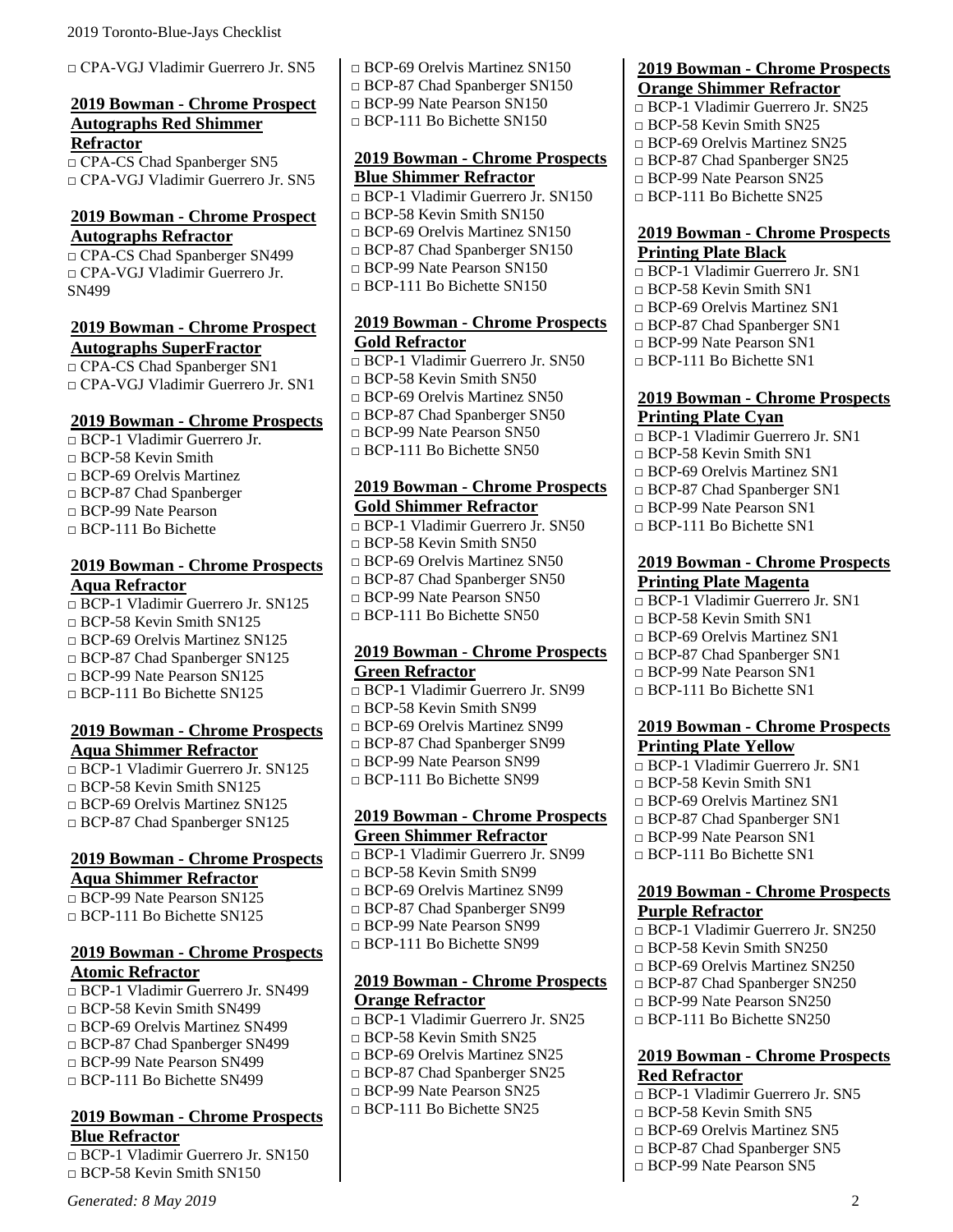□ CPA-VGJ Vladimir Guerrero Jr. SN5

## 2019 Bowman - Chrome Prospect Autographs Red Shimmer Refractor

□ CPA-CS Chad Spanberger SN5
□ CPA-VGJ Vladimir Guerrero Jr. SN5

## 2019 Bowman - Chrome Prospect Autographs Refractor

□ CPA-CS Chad Spanberger SN499
□ CPA-VGJ Vladimir Guerrero Jr. SN499

## 2019 Bowman - Chrome Prospect Autographs SuperFractor

□ CPA-CS Chad Spanberger SN1
□ CPA-VGJ Vladimir Guerrero Jr. SN1

## 2019 Bowman - Chrome Prospects

□ BCP-1 Vladimir Guerrero Jr.
□ BCP-58 Kevin Smith
□ BCP-69 Orelvis Martinez
□ BCP-87 Chad Spanberger
□ BCP-99 Nate Pearson
□ BCP-111 Bo Bichette

## 2019 Bowman - Chrome Prospects Aqua Refractor

□ BCP-1 Vladimir Guerrero Jr. SN125
□ BCP-58 Kevin Smith SN125
□ BCP-69 Orelvis Martinez SN125
□ BCP-87 Chad Spanberger SN125
□ BCP-99 Nate Pearson SN125
□ BCP-111 Bo Bichette SN125

## 2019 Bowman - Chrome Prospects Aqua Shimmer Refractor

□ BCP-1 Vladimir Guerrero Jr. SN125
□ BCP-58 Kevin Smith SN125
□ BCP-69 Orelvis Martinez SN125
□ BCP-87 Chad Spanberger SN125

## 2019 Bowman - Chrome Prospects Aqua Shimmer Refractor

□ BCP-99 Nate Pearson SN125
□ BCP-111 Bo Bichette SN125

## 2019 Bowman - Chrome Prospects Atomic Refractor

□ BCP-1 Vladimir Guerrero Jr. SN499
□ BCP-58 Kevin Smith SN499
□ BCP-69 Orelvis Martinez SN499
□ BCP-87 Chad Spanberger SN499
□ BCP-99 Nate Pearson SN499
□ BCP-111 Bo Bichette SN499

## 2019 Bowman - Chrome Prospects Blue Refractor

□ BCP-1 Vladimir Guerrero Jr. SN150
□ BCP-58 Kevin Smith SN150
□ BCP-69 Orelvis Martinez SN150
□ BCP-87 Chad Spanberger SN150
□ BCP-99 Nate Pearson SN150
□ BCP-111 Bo Bichette SN150

## 2019 Bowman - Chrome Prospects Blue Shimmer Refractor

□ BCP-1 Vladimir Guerrero Jr. SN150
□ BCP-58 Kevin Smith SN150
□ BCP-69 Orelvis Martinez SN150
□ BCP-87 Chad Spanberger SN150
□ BCP-99 Nate Pearson SN150
□ BCP-111 Bo Bichette SN150

## 2019 Bowman - Chrome Prospects Gold Refractor

□ BCP-1 Vladimir Guerrero Jr. SN50
□ BCP-58 Kevin Smith SN50
□ BCP-69 Orelvis Martinez SN50
□ BCP-87 Chad Spanberger SN50
□ BCP-99 Nate Pearson SN50
□ BCP-111 Bo Bichette SN50

## 2019 Bowman - Chrome Prospects Gold Shimmer Refractor

□ BCP-1 Vladimir Guerrero Jr. SN50
□ BCP-58 Kevin Smith SN50
□ BCP-69 Orelvis Martinez SN50
□ BCP-87 Chad Spanberger SN50
□ BCP-99 Nate Pearson SN50
□ BCP-111 Bo Bichette SN50

## 2019 Bowman - Chrome Prospects Green Refractor

□ BCP-1 Vladimir Guerrero Jr. SN99
□ BCP-58 Kevin Smith SN99
□ BCP-69 Orelvis Martinez SN99
□ BCP-87 Chad Spanberger SN99
□ BCP-99 Nate Pearson SN99
□ BCP-111 Bo Bichette SN99

## 2019 Bowman - Chrome Prospects Green Shimmer Refractor

□ BCP-1 Vladimir Guerrero Jr. SN99
□ BCP-58 Kevin Smith SN99
□ BCP-69 Orelvis Martinez SN99
□ BCP-87 Chad Spanberger SN99
□ BCP-99 Nate Pearson SN99
□ BCP-111 Bo Bichette SN99

## 2019 Bowman - Chrome Prospects Orange Refractor

□ BCP-1 Vladimir Guerrero Jr. SN25
□ BCP-58 Kevin Smith SN25
□ BCP-69 Orelvis Martinez SN25
□ BCP-87 Chad Spanberger SN25
□ BCP-99 Nate Pearson SN25
□ BCP-111 Bo Bichette SN25

## 2019 Bowman - Chrome Prospects Orange Shimmer Refractor

□ BCP-1 Vladimir Guerrero Jr. SN25
□ BCP-58 Kevin Smith SN25
□ BCP-69 Orelvis Martinez SN25
□ BCP-87 Chad Spanberger SN25
□ BCP-99 Nate Pearson SN25
□ BCP-111 Bo Bichette SN25

## 2019 Bowman - Chrome Prospects Printing Plate Black

□ BCP-1 Vladimir Guerrero Jr. SN1
□ BCP-58 Kevin Smith SN1
□ BCP-69 Orelvis Martinez SN1
□ BCP-87 Chad Spanberger SN1
□ BCP-99 Nate Pearson SN1
□ BCP-111 Bo Bichette SN1

## 2019 Bowman - Chrome Prospects Printing Plate Cyan

□ BCP-1 Vladimir Guerrero Jr. SN1
□ BCP-58 Kevin Smith SN1
□ BCP-69 Orelvis Martinez SN1
□ BCP-87 Chad Spanberger SN1
□ BCP-99 Nate Pearson SN1
□ BCP-111 Bo Bichette SN1

## 2019 Bowman - Chrome Prospects Printing Plate Magenta

□ BCP-1 Vladimir Guerrero Jr. SN1
□ BCP-58 Kevin Smith SN1
□ BCP-69 Orelvis Martinez SN1
□ BCP-87 Chad Spanberger SN1
□ BCP-99 Nate Pearson SN1
□ BCP-111 Bo Bichette SN1

## 2019 Bowman - Chrome Prospects Printing Plate Yellow

□ BCP-1 Vladimir Guerrero Jr. SN1
□ BCP-58 Kevin Smith SN1
□ BCP-69 Orelvis Martinez SN1
□ BCP-87 Chad Spanberger SN1
□ BCP-99 Nate Pearson SN1
□ BCP-111 Bo Bichette SN1

## 2019 Bowman - Chrome Prospects Purple Refractor

□ BCP-1 Vladimir Guerrero Jr. SN250
□ BCP-58 Kevin Smith SN250
□ BCP-69 Orelvis Martinez SN250
□ BCP-87 Chad Spanberger SN250
□ BCP-99 Nate Pearson SN250
□ BCP-111 Bo Bichette SN250

## 2019 Bowman - Chrome Prospects Red Refractor

□ BCP-1 Vladimir Guerrero Jr. SN5
□ BCP-58 Kevin Smith SN5
□ BCP-69 Orelvis Martinez SN5
□ BCP-87 Chad Spanberger SN5
□ BCP-99 Nate Pearson SN5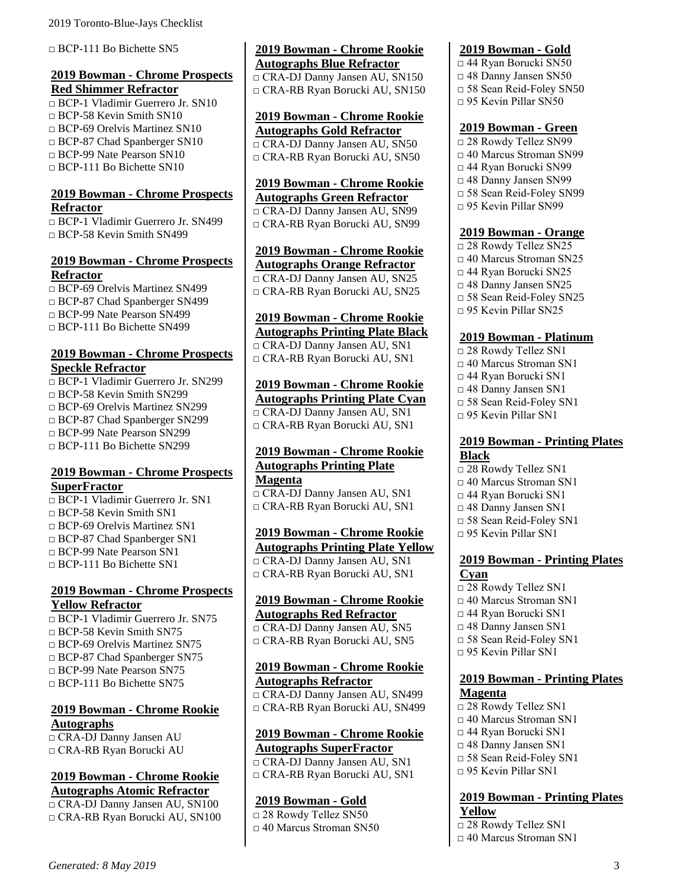□ BCP-111 Bo Bichette SN5

## 2019 Bowman - Chrome Prospects Red Shimmer Refractor

□ BCP-1 Vladimir Guerrero Jr. SN10
□ BCP-58 Kevin Smith SN10
□ BCP-69 Orelvis Martinez SN10
□ BCP-87 Chad Spanberger SN10
□ BCP-99 Nate Pearson SN10
□ BCP-111 Bo Bichette SN10

## 2019 Bowman - Chrome Prospects Refractor

□ BCP-1 Vladimir Guerrero Jr. SN499
□ BCP-58 Kevin Smith SN499

## 2019 Bowman - Chrome Prospects Refractor

□ BCP-69 Orelvis Martinez SN499
□ BCP-87 Chad Spanberger SN499
□ BCP-99 Nate Pearson SN499
□ BCP-111 Bo Bichette SN499

## 2019 Bowman - Chrome Prospects Speckle Refractor

□ BCP-1 Vladimir Guerrero Jr. SN299
□ BCP-58 Kevin Smith SN299
□ BCP-69 Orelvis Martinez SN299
□ BCP-87 Chad Spanberger SN299
□ BCP-99 Nate Pearson SN299
□ BCP-111 Bo Bichette SN299

## 2019 Bowman - Chrome Prospects SuperFractor

□ BCP-1 Vladimir Guerrero Jr. SN1
□ BCP-58 Kevin Smith SN1
□ BCP-69 Orelvis Martinez SN1
□ BCP-87 Chad Spanberger SN1
□ BCP-99 Nate Pearson SN1
□ BCP-111 Bo Bichette SN1

## 2019 Bowman - Chrome Prospects Yellow Refractor

□ BCP-1 Vladimir Guerrero Jr. SN75
□ BCP-58 Kevin Smith SN75
□ BCP-69 Orelvis Martinez SN75
□ BCP-87 Chad Spanberger SN75
□ BCP-99 Nate Pearson SN75
□ BCP-111 Bo Bichette SN75

## 2019 Bowman - Chrome Rookie Autographs

□ CRA-DJ Danny Jansen AU
□ CRA-RB Ryan Borucki AU

## 2019 Bowman - Chrome Rookie Autographs Atomic Refractor

□ CRA-DJ Danny Jansen AU, SN100
□ CRA-RB Ryan Borucki AU, SN100

## 2019 Bowman - Chrome Rookie Autographs Blue Refractor

□ CRA-DJ Danny Jansen AU, SN150
□ CRA-RB Ryan Borucki AU, SN150

## 2019 Bowman - Chrome Rookie Autographs Gold Refractor

□ CRA-DJ Danny Jansen AU, SN50
□ CRA-RB Ryan Borucki AU, SN50

## 2019 Bowman - Chrome Rookie Autographs Green Refractor

□ CRA-DJ Danny Jansen AU, SN99
□ CRA-RB Ryan Borucki AU, SN99

## 2019 Bowman - Chrome Rookie Autographs Orange Refractor

□ CRA-DJ Danny Jansen AU, SN25
□ CRA-RB Ryan Borucki AU, SN25

## 2019 Bowman - Chrome Rookie Autographs Printing Plate Black

□ CRA-DJ Danny Jansen AU, SN1
□ CRA-RB Ryan Borucki AU, SN1

## 2019 Bowman - Chrome Rookie Autographs Printing Plate Cyan

□ CRA-DJ Danny Jansen AU, SN1
□ CRA-RB Ryan Borucki AU, SN1

## 2019 Bowman - Chrome Rookie Autographs Printing Plate Magenta

□ CRA-DJ Danny Jansen AU, SN1
□ CRA-RB Ryan Borucki AU, SN1

## 2019 Bowman - Chrome Rookie Autographs Printing Plate Yellow

□ CRA-DJ Danny Jansen AU, SN1
□ CRA-RB Ryan Borucki AU, SN1

## 2019 Bowman - Chrome Rookie Autographs Red Refractor

□ CRA-DJ Danny Jansen AU, SN5
□ CRA-RB Ryan Borucki AU, SN5

## 2019 Bowman - Chrome Rookie Autographs Refractor

□ CRA-DJ Danny Jansen AU, SN499
□ CRA-RB Ryan Borucki AU, SN499

## 2019 Bowman - Chrome Rookie Autographs SuperFractor

□ CRA-DJ Danny Jansen AU, SN1
□ CRA-RB Ryan Borucki AU, SN1

## 2019 Bowman - Gold

□ 28 Rowdy Tellez SN50
□ 40 Marcus Stroman SN50

## 2019 Bowman - Gold

□ 44 Ryan Borucki SN50
□ 48 Danny Jansen SN50
□ 58 Sean Reid-Foley SN50
□ 95 Kevin Pillar SN50

## 2019 Bowman - Green

□ 28 Rowdy Tellez SN99
□ 40 Marcus Stroman SN99
□ 44 Ryan Borucki SN99
□ 48 Danny Jansen SN99
□ 58 Sean Reid-Foley SN99
□ 95 Kevin Pillar SN99

## 2019 Bowman - Orange

□ 28 Rowdy Tellez SN25
□ 40 Marcus Stroman SN25
□ 44 Ryan Borucki SN25
□ 48 Danny Jansen SN25
□ 58 Sean Reid-Foley SN25
□ 95 Kevin Pillar SN25

## 2019 Bowman - Platinum

□ 28 Rowdy Tellez SN1
□ 40 Marcus Stroman SN1
□ 44 Ryan Borucki SN1
□ 48 Danny Jansen SN1
□ 58 Sean Reid-Foley SN1
□ 95 Kevin Pillar SN1

## 2019 Bowman - Printing Plates Black

□ 28 Rowdy Tellez SN1
□ 40 Marcus Stroman SN1
□ 44 Ryan Borucki SN1
□ 48 Danny Jansen SN1
□ 58 Sean Reid-Foley SN1
□ 95 Kevin Pillar SN1

## 2019 Bowman - Printing Plates Cyan

□ 28 Rowdy Tellez SN1
□ 40 Marcus Stroman SN1
□ 44 Ryan Borucki SN1
□ 48 Danny Jansen SN1
□ 58 Sean Reid-Foley SN1
□ 95 Kevin Pillar SN1

## 2019 Bowman - Printing Plates Magenta

□ 28 Rowdy Tellez SN1
□ 40 Marcus Stroman SN1
□ 44 Ryan Borucki SN1
□ 48 Danny Jansen SN1
□ 58 Sean Reid-Foley SN1
□ 95 Kevin Pillar SN1

## 2019 Bowman - Printing Plates Yellow

□ 28 Rowdy Tellez SN1
□ 40 Marcus Stroman SN1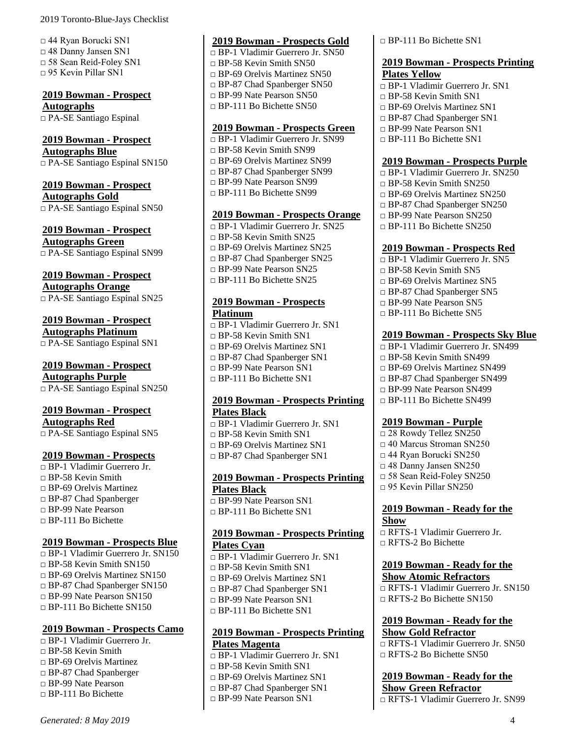□ 44 Ryan Borucki SN1
□ 48 Danny Jansen SN1
□ 58 Sean Reid-Foley SN1
□ 95 Kevin Pillar SN1

**2019 Bowman - Prospect Autographs**
□ PA-SE Santiago Espinal

**2019 Bowman - Prospect Autographs Blue**
□ PA-SE Santiago Espinal SN150

**2019 Bowman - Prospect Autographs Gold**
□ PA-SE Santiago Espinal SN50

**2019 Bowman - Prospect Autographs Green**
□ PA-SE Santiago Espinal SN99

**2019 Bowman - Prospect Autographs Orange**
□ PA-SE Santiago Espinal SN25

**2019 Bowman - Prospect Autographs Platinum**
□ PA-SE Santiago Espinal SN1

**2019 Bowman - Prospect Autographs Purple**
□ PA-SE Santiago Espinal SN250

**2019 Bowman - Prospect Autographs Red**
□ PA-SE Santiago Espinal SN5

**2019 Bowman - Prospects**
□ BP-1 Vladimir Guerrero Jr.
□ BP-58 Kevin Smith
□ BP-69 Orelvis Martinez
□ BP-87 Chad Spanberger
□ BP-99 Nate Pearson
□ BP-111 Bo Bichette

**2019 Bowman - Prospects Blue**
□ BP-1 Vladimir Guerrero Jr. SN150
□ BP-58 Kevin Smith SN150
□ BP-69 Orelvis Martinez SN150
□ BP-87 Chad Spanberger SN150
□ BP-99 Nate Pearson SN150
□ BP-111 Bo Bichette SN150

**2019 Bowman - Prospects Camo**
□ BP-1 Vladimir Guerrero Jr.
□ BP-58 Kevin Smith
□ BP-69 Orelvis Martinez
□ BP-87 Chad Spanberger
□ BP-99 Nate Pearson
□ BP-111 Bo Bichette

**2019 Bowman - Prospects Gold**
□ BP-1 Vladimir Guerrero Jr. SN50
□ BP-58 Kevin Smith SN50
□ BP-69 Orelvis Martinez SN50
□ BP-87 Chad Spanberger SN50
□ BP-99 Nate Pearson SN50
□ BP-111 Bo Bichette SN50

**2019 Bowman - Prospects Green**
□ BP-1 Vladimir Guerrero Jr. SN99
□ BP-58 Kevin Smith SN99
□ BP-69 Orelvis Martinez SN99
□ BP-87 Chad Spanberger SN99
□ BP-99 Nate Pearson SN99
□ BP-111 Bo Bichette SN99

**2019 Bowman - Prospects Orange**
□ BP-1 Vladimir Guerrero Jr. SN25
□ BP-58 Kevin Smith SN25
□ BP-69 Orelvis Martinez SN25
□ BP-87 Chad Spanberger SN25
□ BP-99 Nate Pearson SN25
□ BP-111 Bo Bichette SN25

**2019 Bowman - Prospects Platinum**
□ BP-1 Vladimir Guerrero Jr. SN1
□ BP-58 Kevin Smith SN1
□ BP-69 Orelvis Martinez SN1
□ BP-87 Chad Spanberger SN1
□ BP-99 Nate Pearson SN1
□ BP-111 Bo Bichette SN1

**2019 Bowman - Prospects Printing Plates Black**
□ BP-1 Vladimir Guerrero Jr. SN1
□ BP-58 Kevin Smith SN1
□ BP-69 Orelvis Martinez SN1
□ BP-87 Chad Spanberger SN1

**2019 Bowman - Prospects Printing Plates Black**
□ BP-99 Nate Pearson SN1
□ BP-111 Bo Bichette SN1

**2019 Bowman - Prospects Printing Plates Cyan**
□ BP-1 Vladimir Guerrero Jr. SN1
□ BP-58 Kevin Smith SN1
□ BP-69 Orelvis Martinez SN1
□ BP-87 Chad Spanberger SN1
□ BP-99 Nate Pearson SN1
□ BP-111 Bo Bichette SN1

**2019 Bowman - Prospects Printing Plates Magenta**
□ BP-1 Vladimir Guerrero Jr. SN1
□ BP-58 Kevin Smith SN1
□ BP-69 Orelvis Martinez SN1
□ BP-87 Chad Spanberger SN1
□ BP-99 Nate Pearson SN1
□ BP-111 Bo Bichette SN1

**2019 Bowman - Prospects Printing Plates Yellow**
□ BP-1 Vladimir Guerrero Jr. SN1
□ BP-58 Kevin Smith SN1
□ BP-69 Orelvis Martinez SN1
□ BP-87 Chad Spanberger SN1
□ BP-99 Nate Pearson SN1
□ BP-111 Bo Bichette SN1

**2019 Bowman - Prospects Purple**
□ BP-1 Vladimir Guerrero Jr. SN250
□ BP-58 Kevin Smith SN250
□ BP-69 Orelvis Martinez SN250
□ BP-87 Chad Spanberger SN250
□ BP-99 Nate Pearson SN250
□ BP-111 Bo Bichette SN250

**2019 Bowman - Prospects Red**
□ BP-1 Vladimir Guerrero Jr. SN5
□ BP-58 Kevin Smith SN5
□ BP-69 Orelvis Martinez SN5
□ BP-87 Chad Spanberger SN5
□ BP-99 Nate Pearson SN5
□ BP-111 Bo Bichette SN5

**2019 Bowman - Prospects Sky Blue**
□ BP-1 Vladimir Guerrero Jr. SN499
□ BP-58 Kevin Smith SN499
□ BP-69 Orelvis Martinez SN499
□ BP-87 Chad Spanberger SN499
□ BP-99 Nate Pearson SN499
□ BP-111 Bo Bichette SN499

**2019 Bowman - Purple**
□ 28 Rowdy Tellez SN250
□ 40 Marcus Stroman SN250
□ 44 Ryan Borucki SN250
□ 48 Danny Jansen SN250
□ 58 Sean Reid-Foley SN250
□ 95 Kevin Pillar SN250

**2019 Bowman - Ready for the Show**
□ RFTS-1 Vladimir Guerrero Jr.
□ RFTS-2 Bo Bichette

**2019 Bowman - Ready for the Show Atomic Refractors**
□ RFTS-1 Vladimir Guerrero Jr. SN150
□ RFTS-2 Bo Bichette SN150

**2019 Bowman - Ready for the Show Gold Refractor**
□ RFTS-1 Vladimir Guerrero Jr. SN50
□ RFTS-2 Bo Bichette SN50

**2019 Bowman - Ready for the Show Green Refractor**
□ RFTS-1 Vladimir Guerrero Jr. SN99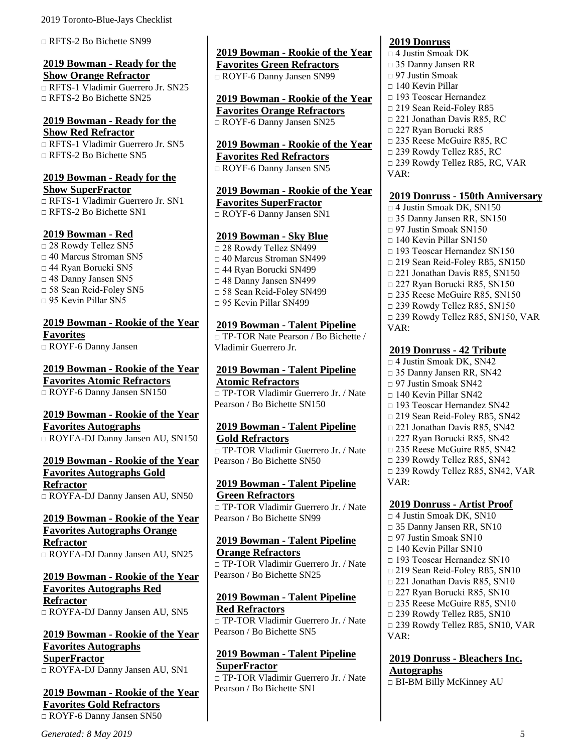□ RFTS-2 Bo Bichette SN99

**2019 Bowman - Ready for the Show Orange Refractor**
□ RFTS-1 Vladimir Guerrero Jr. SN25
□ RFTS-2 Bo Bichette SN25

**2019 Bowman - Ready for the Show Red Refractor**
□ RFTS-1 Vladimir Guerrero Jr. SN5
□ RFTS-2 Bo Bichette SN5

**2019 Bowman - Ready for the Show SuperFractor**
□ RFTS-1 Vladimir Guerrero Jr. SN1
□ RFTS-2 Bo Bichette SN1

**2019 Bowman - Red**
□ 28 Rowdy Tellez SN5
□ 40 Marcus Stroman SN5
□ 44 Ryan Borucki SN5
□ 48 Danny Jansen SN5
□ 58 Sean Reid-Foley SN5
□ 95 Kevin Pillar SN5

**2019 Bowman - Rookie of the Year Favorites**
□ ROYF-6 Danny Jansen

**2019 Bowman - Rookie of the Year Favorites Atomic Refractors**
□ ROYF-6 Danny Jansen SN150

**2019 Bowman - Rookie of the Year Favorites Autographs**
□ ROYFA-DJ Danny Jansen AU, SN150

**2019 Bowman - Rookie of the Year Favorites Autographs Gold Refractor**
□ ROYFA-DJ Danny Jansen AU, SN50

**2019 Bowman - Rookie of the Year Favorites Autographs Orange Refractor**
□ ROYFA-DJ Danny Jansen AU, SN25

**2019 Bowman - Rookie of the Year Favorites Autographs Red Refractor**
□ ROYFA-DJ Danny Jansen AU, SN5

**2019 Bowman - Rookie of the Year Favorites Autographs SuperFractor**
□ ROYFA-DJ Danny Jansen AU, SN1

**2019 Bowman - Rookie of the Year Favorites Gold Refractors**
□ ROYF-6 Danny Jansen SN50

**2019 Bowman - Rookie of the Year Favorites Green Refractors**
□ ROYF-6 Danny Jansen SN99

**2019 Bowman - Rookie of the Year Favorites Orange Refractors**
□ ROYF-6 Danny Jansen SN25

**2019 Bowman - Rookie of the Year Favorites Red Refractors**
□ ROYF-6 Danny Jansen SN5

**2019 Bowman - Rookie of the Year Favorites SuperFractor**
□ ROYF-6 Danny Jansen SN1

**2019 Bowman - Sky Blue**
□ 28 Rowdy Tellez SN499
□ 40 Marcus Stroman SN499
□ 44 Ryan Borucki SN499
□ 48 Danny Jansen SN499
□ 58 Sean Reid-Foley SN499
□ 95 Kevin Pillar SN499

**2019 Bowman - Talent Pipeline**
□ TP-TOR Nate Pearson / Bo Bichette / Vladimir Guerrero Jr.

**2019 Bowman - Talent Pipeline Atomic Refractors**
□ TP-TOR Vladimir Guerrero Jr. / Nate Pearson / Bo Bichette SN150

**2019 Bowman - Talent Pipeline Gold Refractors**
□ TP-TOR Vladimir Guerrero Jr. / Nate Pearson / Bo Bichette SN50

**2019 Bowman - Talent Pipeline Green Refractors**
□ TP-TOR Vladimir Guerrero Jr. / Nate Pearson / Bo Bichette SN99

**2019 Bowman - Talent Pipeline Orange Refractors**
□ TP-TOR Vladimir Guerrero Jr. / Nate Pearson / Bo Bichette SN25

**2019 Bowman - Talent Pipeline Red Refractors**
□ TP-TOR Vladimir Guerrero Jr. / Nate Pearson / Bo Bichette SN5

**2019 Bowman - Talent Pipeline SuperFractor**
□ TP-TOR Vladimir Guerrero Jr. / Nate Pearson / Bo Bichette SN1

**2019 Donruss**
□ 4 Justin Smoak DK
□ 35 Danny Jansen RR
□ 97 Justin Smoak
□ 140 Kevin Pillar
□ 193 Teoscar Hernandez
□ 219 Sean Reid-Foley R85
□ 221 Jonathan Davis R85, RC
□ 227 Ryan Borucki R85
□ 235 Reese McGuire R85, RC
□ 239 Rowdy Tellez R85, RC
□ 239 Rowdy Tellez R85, RC, VAR
VAR:

**2019 Donruss - 150th Anniversary**
□ 4 Justin Smoak DK, SN150
□ 35 Danny Jansen RR, SN150
□ 97 Justin Smoak SN150
□ 140 Kevin Pillar SN150
□ 193 Teoscar Hernandez SN150
□ 219 Sean Reid-Foley R85, SN150
□ 221 Jonathan Davis R85, SN150
□ 227 Ryan Borucki R85, SN150
□ 235 Reese McGuire R85, SN150
□ 239 Rowdy Tellez R85, SN150
□ 239 Rowdy Tellez R85, SN150, VAR
VAR:

**2019 Donruss - 42 Tribute**
□ 4 Justin Smoak DK, SN42
□ 35 Danny Jansen RR, SN42
□ 97 Justin Smoak SN42
□ 140 Kevin Pillar SN42
□ 193 Teoscar Hernandez SN42
□ 219 Sean Reid-Foley R85, SN42
□ 221 Jonathan Davis R85, SN42
□ 227 Ryan Borucki R85, SN42
□ 235 Reese McGuire R85, SN42
□ 239 Rowdy Tellez R85, SN42
□ 239 Rowdy Tellez R85, SN42, VAR
VAR:

**2019 Donruss - Artist Proof**
□ 4 Justin Smoak DK, SN10
□ 35 Danny Jansen RR, SN10
□ 97 Justin Smoak SN10
□ 140 Kevin Pillar SN10
□ 193 Teoscar Hernandez SN10
□ 219 Sean Reid-Foley R85, SN10
□ 221 Jonathan Davis R85, SN10
□ 227 Ryan Borucki R85, SN10
□ 235 Reese McGuire R85, SN10
□ 239 Rowdy Tellez R85, SN10
□ 239 Rowdy Tellez R85, SN10, VAR
VAR:

**2019 Donruss - Bleachers Inc. Autographs**
□ BI-BM Billy McKinney AU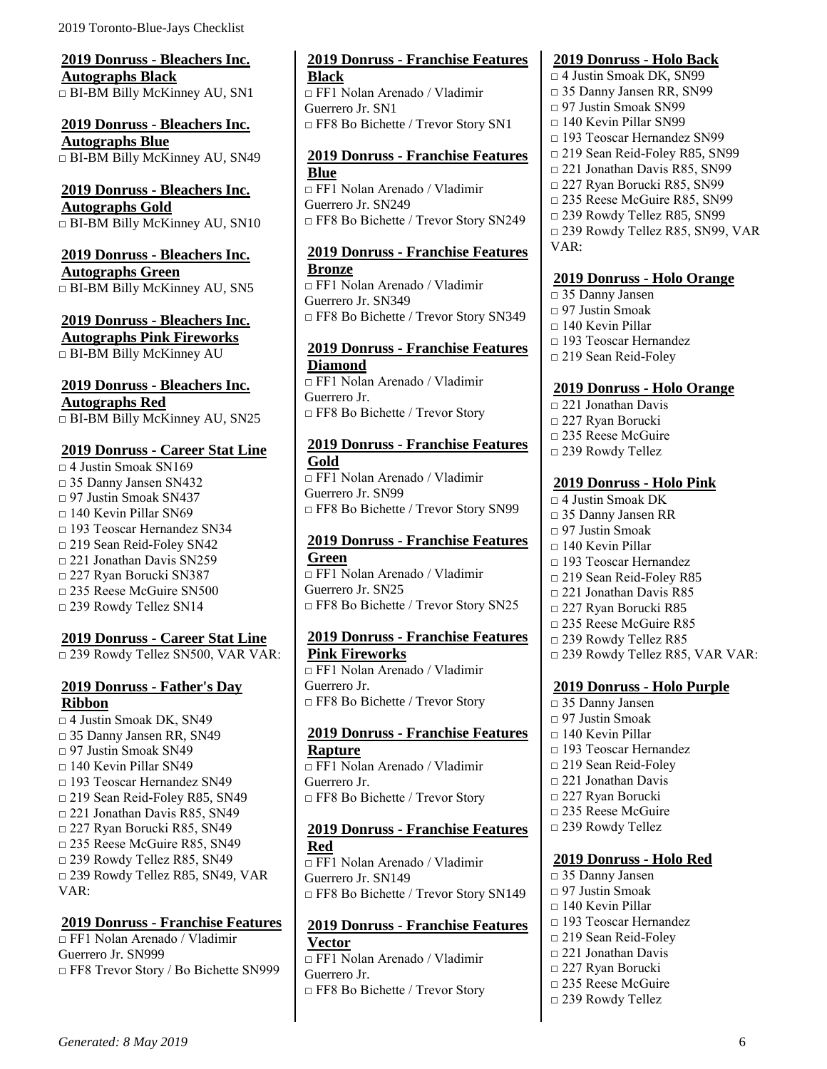## 2019 Donruss - Bleachers Inc. Autographs Black

□ BI-BM Billy McKinney AU, SN1

## 2019 Donruss - Bleachers Inc. Autographs Blue

□ BI-BM Billy McKinney AU, SN49

## 2019 Donruss - Bleachers Inc. Autographs Gold

□ BI-BM Billy McKinney AU, SN10

## 2019 Donruss - Bleachers Inc. Autographs Green

□ BI-BM Billy McKinney AU, SN5

## 2019 Donruss - Bleachers Inc. Autographs Pink Fireworks

□ BI-BM Billy McKinney AU

## 2019 Donruss - Bleachers Inc. Autographs Red

□ BI-BM Billy McKinney AU, SN25

## 2019 Donruss - Career Stat Line

□ 4 Justin Smoak SN169
□ 35 Danny Jansen SN432
□ 97 Justin Smoak SN437
□ 140 Kevin Pillar SN69
□ 193 Teoscar Hernandez SN34
□ 219 Sean Reid-Foley SN42
□ 221 Jonathan Davis SN259
□ 227 Ryan Borucki SN387
□ 235 Reese McGuire SN500
□ 239 Rowdy Tellez SN14

## 2019 Donruss - Career Stat Line

□ 239 Rowdy Tellez SN500, VAR VAR:

## 2019 Donruss - Father's Day Ribbon

□ 4 Justin Smoak DK, SN49
□ 35 Danny Jansen RR, SN49
□ 97 Justin Smoak SN49
□ 140 Kevin Pillar SN49
□ 193 Teoscar Hernandez SN49
□ 219 Sean Reid-Foley R85, SN49
□ 221 Jonathan Davis R85, SN49
□ 227 Ryan Borucki R85, SN49
□ 235 Reese McGuire R85, SN49
□ 239 Rowdy Tellez R85, SN49
□ 239 Rowdy Tellez R85, SN49, VAR VAR:

## 2019 Donruss - Franchise Features

□ FF1 Nolan Arenado / Vladimir Guerrero Jr. SN999
□ FF8 Trevor Story / Bo Bichette SN999

## 2019 Donruss - Franchise Features Black

□ FF1 Nolan Arenado / Vladimir Guerrero Jr. SN1
□ FF8 Bo Bichette / Trevor Story SN1

## 2019 Donruss - Franchise Features Blue

□ FF1 Nolan Arenado / Vladimir Guerrero Jr. SN249
□ FF8 Bo Bichette / Trevor Story SN249

## 2019 Donruss - Franchise Features Bronze

□ FF1 Nolan Arenado / Vladimir Guerrero Jr. SN349
□ FF8 Bo Bichette / Trevor Story SN349

## 2019 Donruss - Franchise Features Diamond

□ FF1 Nolan Arenado / Vladimir Guerrero Jr.
□ FF8 Bo Bichette / Trevor Story

## 2019 Donruss - Franchise Features Gold

□ FF1 Nolan Arenado / Vladimir Guerrero Jr. SN99
□ FF8 Bo Bichette / Trevor Story SN99

## 2019 Donruss - Franchise Features Green

□ FF1 Nolan Arenado / Vladimir Guerrero Jr. SN25
□ FF8 Bo Bichette / Trevor Story SN25

## 2019 Donruss - Franchise Features Pink Fireworks

□ FF1 Nolan Arenado / Vladimir Guerrero Jr.
□ FF8 Bo Bichette / Trevor Story

## 2019 Donruss - Franchise Features Rapture

□ FF1 Nolan Arenado / Vladimir Guerrero Jr.
□ FF8 Bo Bichette / Trevor Story

## 2019 Donruss - Franchise Features Red

□ FF1 Nolan Arenado / Vladimir Guerrero Jr. SN149
□ FF8 Bo Bichette / Trevor Story SN149

## 2019 Donruss - Franchise Features Vector

□ FF1 Nolan Arenado / Vladimir Guerrero Jr.
□ FF8 Bo Bichette / Trevor Story

## 2019 Donruss - Holo Back

□ 4 Justin Smoak DK, SN99
□ 35 Danny Jansen RR, SN99
□ 97 Justin Smoak SN99
□ 140 Kevin Pillar SN99
□ 193 Teoscar Hernandez SN99
□ 219 Sean Reid-Foley R85, SN99
□ 221 Jonathan Davis R85, SN99
□ 227 Ryan Borucki R85, SN99
□ 235 Reese McGuire R85, SN99
□ 239 Rowdy Tellez R85, SN99
□ 239 Rowdy Tellez R85, SN99, VAR VAR:

## 2019 Donruss - Holo Orange

□ 35 Danny Jansen
□ 97 Justin Smoak
□ 140 Kevin Pillar
□ 193 Teoscar Hernandez
□ 219 Sean Reid-Foley

## 2019 Donruss - Holo Orange

□ 221 Jonathan Davis
□ 227 Ryan Borucki
□ 235 Reese McGuire
□ 239 Rowdy Tellez

## 2019 Donruss - Holo Pink

□ 4 Justin Smoak DK
□ 35 Danny Jansen RR
□ 97 Justin Smoak
□ 140 Kevin Pillar
□ 193 Teoscar Hernandez
□ 219 Sean Reid-Foley R85
□ 221 Jonathan Davis R85
□ 227 Ryan Borucki R85
□ 235 Reese McGuire R85
□ 239 Rowdy Tellez R85
□ 239 Rowdy Tellez R85, VAR VAR:

## 2019 Donruss - Holo Purple

□ 35 Danny Jansen
□ 97 Justin Smoak
□ 140 Kevin Pillar
□ 193 Teoscar Hernandez
□ 219 Sean Reid-Foley
□ 221 Jonathan Davis
□ 227 Ryan Borucki
□ 235 Reese McGuire
□ 239 Rowdy Tellez

## 2019 Donruss - Holo Red

□ 35 Danny Jansen
□ 97 Justin Smoak
□ 140 Kevin Pillar
□ 193 Teoscar Hernandez
□ 219 Sean Reid-Foley
□ 221 Jonathan Davis
□ 227 Ryan Borucki
□ 235 Reese McGuire
□ 239 Rowdy Tellez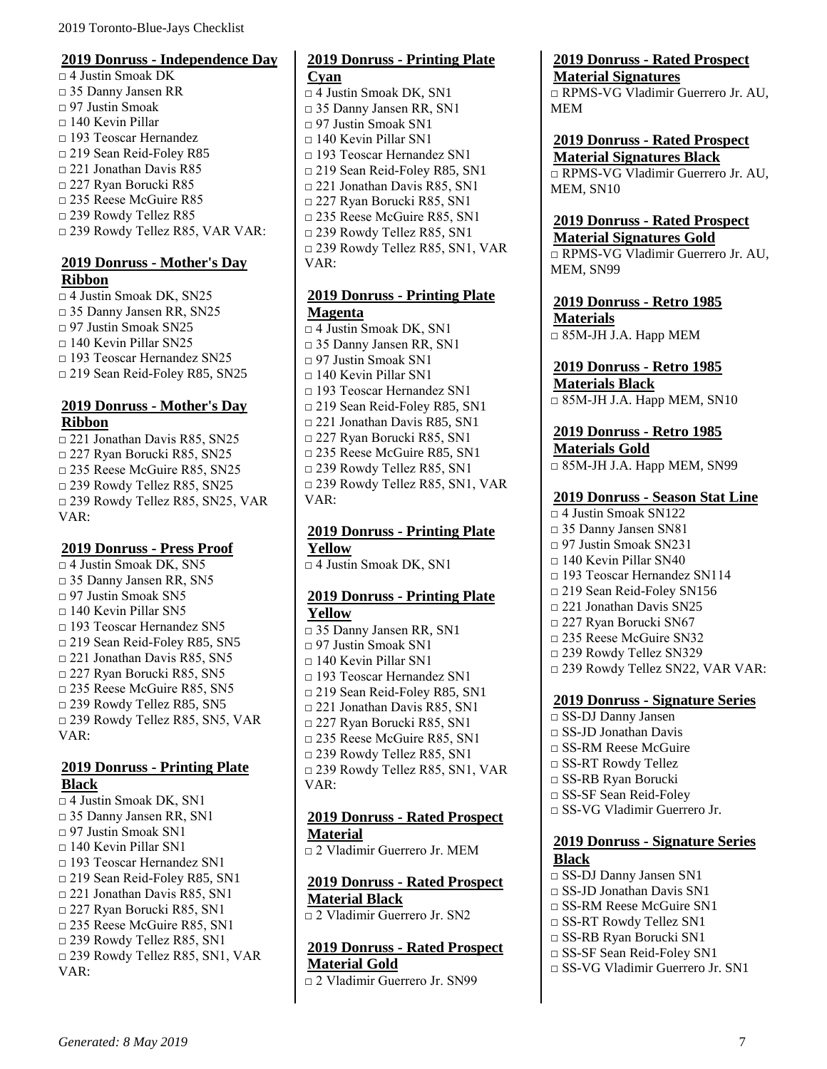## 2019 Donruss - Independence Day

□ 4 Justin Smoak DK
□ 35 Danny Jansen RR
□ 97 Justin Smoak
□ 140 Kevin Pillar
□ 193 Teoscar Hernandez
□ 219 Sean Reid-Foley R85
□ 221 Jonathan Davis R85
□ 227 Ryan Borucki R85
□ 235 Reese McGuire R85
□ 239 Rowdy Tellez R85
□ 239 Rowdy Tellez R85, VAR VAR:

## 2019 Donruss - Mother's Day Ribbon

□ 4 Justin Smoak DK, SN25
□ 35 Danny Jansen RR, SN25
□ 97 Justin Smoak SN25
□ 140 Kevin Pillar SN25
□ 193 Teoscar Hernandez SN25
□ 219 Sean Reid-Foley R85, SN25

## 2019 Donruss - Mother's Day Ribbon

□ 221 Jonathan Davis R85, SN25
□ 227 Ryan Borucki R85, SN25
□ 235 Reese McGuire R85, SN25
□ 239 Rowdy Tellez R85, SN25
□ 239 Rowdy Tellez R85, SN25, VAR VAR:

## 2019 Donruss - Press Proof

□ 4 Justin Smoak DK, SN5
□ 35 Danny Jansen RR, SN5
□ 97 Justin Smoak SN5
□ 140 Kevin Pillar SN5
□ 193 Teoscar Hernandez SN5
□ 219 Sean Reid-Foley R85, SN5
□ 221 Jonathan Davis R85, SN5
□ 227 Ryan Borucki R85, SN5
□ 235 Reese McGuire R85, SN5
□ 239 Rowdy Tellez R85, SN5
□ 239 Rowdy Tellez R85, SN5, VAR VAR:

## 2019 Donruss - Printing Plate Black

□ 4 Justin Smoak DK, SN1
□ 35 Danny Jansen RR, SN1
□ 97 Justin Smoak SN1
□ 140 Kevin Pillar SN1
□ 193 Teoscar Hernandez SN1
□ 219 Sean Reid-Foley R85, SN1
□ 221 Jonathan Davis R85, SN1
□ 227 Ryan Borucki R85, SN1
□ 235 Reese McGuire R85, SN1
□ 239 Rowdy Tellez R85, SN1
□ 239 Rowdy Tellez R85, SN1, VAR VAR:

## 2019 Donruss - Printing Plate Cyan

□ 4 Justin Smoak DK, SN1
□ 35 Danny Jansen RR, SN1
□ 97 Justin Smoak SN1
□ 140 Kevin Pillar SN1
□ 193 Teoscar Hernandez SN1
□ 219 Sean Reid-Foley R85, SN1
□ 221 Jonathan Davis R85, SN1
□ 227 Ryan Borucki R85, SN1
□ 235 Reese McGuire R85, SN1
□ 239 Rowdy Tellez R85, SN1
□ 239 Rowdy Tellez R85, SN1, VAR VAR:

## 2019 Donruss - Printing Plate Magenta

□ 4 Justin Smoak DK, SN1
□ 35 Danny Jansen RR, SN1
□ 97 Justin Smoak SN1
□ 140 Kevin Pillar SN1
□ 193 Teoscar Hernandez SN1
□ 219 Sean Reid-Foley R85, SN1
□ 221 Jonathan Davis R85, SN1
□ 227 Ryan Borucki R85, SN1
□ 235 Reese McGuire R85, SN1
□ 239 Rowdy Tellez R85, SN1
□ 239 Rowdy Tellez R85, SN1, VAR VAR:

## 2019 Donruss - Printing Plate Yellow

□ 4 Justin Smoak DK, SN1

## 2019 Donruss - Printing Plate Yellow

□ 35 Danny Jansen RR, SN1
□ 97 Justin Smoak SN1
□ 140 Kevin Pillar SN1
□ 193 Teoscar Hernandez SN1
□ 219 Sean Reid-Foley R85, SN1
□ 221 Jonathan Davis R85, SN1
□ 227 Ryan Borucki R85, SN1
□ 235 Reese McGuire R85, SN1
□ 239 Rowdy Tellez R85, SN1
□ 239 Rowdy Tellez R85, SN1, VAR VAR:

## 2019 Donruss - Rated Prospect Material

□ 2 Vladimir Guerrero Jr. MEM

## 2019 Donruss - Rated Prospect Material Black

□ 2 Vladimir Guerrero Jr. SN2

## 2019 Donruss - Rated Prospect Material Gold

□ 2 Vladimir Guerrero Jr. SN99

## 2019 Donruss - Rated Prospect Material Signatures

□ RPMS-VG Vladimir Guerrero Jr. AU, MEM

## 2019 Donruss - Rated Prospect Material Signatures Black

□ RPMS-VG Vladimir Guerrero Jr. AU, MEM, SN10

## 2019 Donruss - Rated Prospect Material Signatures Gold

□ RPMS-VG Vladimir Guerrero Jr. AU, MEM, SN99

## 2019 Donruss - Retro 1985 Materials

□ 85M-JH J.A. Happ MEM

## 2019 Donruss - Retro 1985 Materials Black

□ 85M-JH J.A. Happ MEM, SN10

## 2019 Donruss - Retro 1985 Materials Gold

□ 85M-JH J.A. Happ MEM, SN99

## 2019 Donruss - Season Stat Line

□ 4 Justin Smoak SN122
□ 35 Danny Jansen SN81
□ 97 Justin Smoak SN231
□ 140 Kevin Pillar SN40
□ 193 Teoscar Hernandez SN114
□ 219 Sean Reid-Foley SN156
□ 221 Jonathan Davis SN25
□ 227 Ryan Borucki SN67
□ 235 Reese McGuire SN32
□ 239 Rowdy Tellez SN329
□ 239 Rowdy Tellez SN22, VAR VAR:

## 2019 Donruss - Signature Series

□ SS-DJ Danny Jansen
□ SS-JD Jonathan Davis
□ SS-RM Reese McGuire
□ SS-RT Rowdy Tellez
□ SS-RB Ryan Borucki
□ SS-SF Sean Reid-Foley
□ SS-VG Vladimir Guerrero Jr.

## 2019 Donruss - Signature Series Black

□ SS-DJ Danny Jansen SN1
□ SS-JD Jonathan Davis SN1
□ SS-RM Reese McGuire SN1
□ SS-RT Rowdy Tellez SN1
□ SS-RB Ryan Borucki SN1
□ SS-SF Sean Reid-Foley SN1
□ SS-VG Vladimir Guerrero Jr. SN1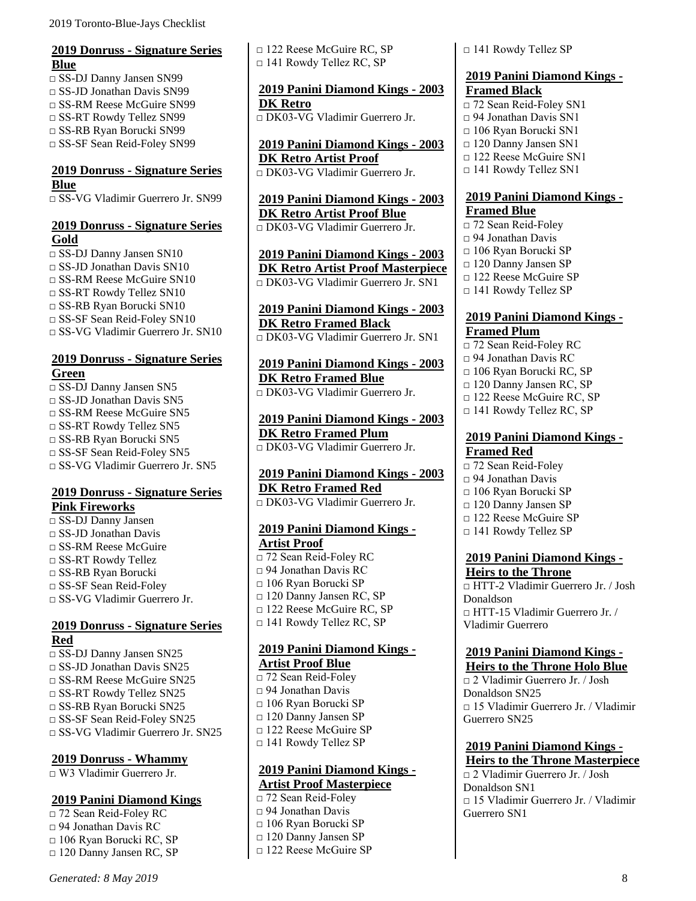## 2019 Donruss - Signature Series Blue

- □ SS-DJ Danny Jansen SN99
- □ SS-JD Jonathan Davis SN99
- □ SS-RM Reese McGuire SN99
- □ SS-RT Rowdy Tellez SN99
- □ SS-RB Ryan Borucki SN99
- □ SS-SF Sean Reid-Foley SN99

## 2019 Donruss - Signature Series Blue

- □ SS-VG Vladimir Guerrero Jr. SN99

## 2019 Donruss - Signature Series Gold

- □ SS-DJ Danny Jansen SN10
- □ SS-JD Jonathan Davis SN10
- □ SS-RM Reese McGuire SN10
- □ SS-RT Rowdy Tellez SN10
- □ SS-RB Ryan Borucki SN10
- □ SS-SF Sean Reid-Foley SN10
- □ SS-VG Vladimir Guerrero Jr. SN10

## 2019 Donruss - Signature Series Green

- □ SS-DJ Danny Jansen SN5
- □ SS-JD Jonathan Davis SN5
- □ SS-RM Reese McGuire SN5
- □ SS-RT Rowdy Tellez SN5
- □ SS-RB Ryan Borucki SN5
- □ SS-SF Sean Reid-Foley SN5
- □ SS-VG Vladimir Guerrero Jr. SN5

## 2019 Donruss - Signature Series Pink Fireworks

- □ SS-DJ Danny Jansen
- □ SS-JD Jonathan Davis
- □ SS-RM Reese McGuire
- □ SS-RT Rowdy Tellez
- □ SS-RB Ryan Borucki
- □ SS-SF Sean Reid-Foley
- □ SS-VG Vladimir Guerrero Jr.

## 2019 Donruss - Signature Series Red

- □ SS-DJ Danny Jansen SN25
- □ SS-JD Jonathan Davis SN25
- □ SS-RM Reese McGuire SN25
- □ SS-RT Rowdy Tellez SN25
- □ SS-RB Ryan Borucki SN25
- □ SS-SF Sean Reid-Foley SN25
- □ SS-VG Vladimir Guerrero Jr. SN25

## 2019 Donruss - Whammy

- □ W3 Vladimir Guerrero Jr.

## 2019 Panini Diamond Kings

- □ 72 Sean Reid-Foley RC
- □ 94 Jonathan Davis RC
- □ 106 Ryan Borucki RC, SP
- □ 120 Danny Jansen RC, SP
- □ 122 Reese McGuire RC, SP
- □ 141 Rowdy Tellez RC, SP

## 2019 Panini Diamond Kings - 2003 DK Retro

- □ DK03-VG Vladimir Guerrero Jr.

## 2019 Panini Diamond Kings - 2003 DK Retro Artist Proof

- □ DK03-VG Vladimir Guerrero Jr.

## 2019 Panini Diamond Kings - 2003 DK Retro Artist Proof Blue

- □ DK03-VG Vladimir Guerrero Jr.

## 2019 Panini Diamond Kings - 2003 DK Retro Artist Proof Masterpiece

- □ DK03-VG Vladimir Guerrero Jr. SN1

## 2019 Panini Diamond Kings - 2003 DK Retro Framed Black

- □ DK03-VG Vladimir Guerrero Jr. SN1

## 2019 Panini Diamond Kings - 2003 DK Retro Framed Blue

- □ DK03-VG Vladimir Guerrero Jr.

## 2019 Panini Diamond Kings - 2003 DK Retro Framed Plum

- □ DK03-VG Vladimir Guerrero Jr.

## 2019 Panini Diamond Kings - 2003 DK Retro Framed Red

- □ DK03-VG Vladimir Guerrero Jr.

## 2019 Panini Diamond Kings - Artist Proof

- □ 72 Sean Reid-Foley RC
- □ 94 Jonathan Davis RC
- □ 106 Ryan Borucki SP
- □ 120 Danny Jansen RC, SP
- □ 122 Reese McGuire RC, SP
- □ 141 Rowdy Tellez RC, SP

## 2019 Panini Diamond Kings - Artist Proof Blue

- □ 72 Sean Reid-Foley
- □ 94 Jonathan Davis
- □ 106 Ryan Borucki SP
- □ 120 Danny Jansen SP
- □ 122 Reese McGuire SP
- □ 141 Rowdy Tellez SP

## 2019 Panini Diamond Kings - Artist Proof Masterpiece

- □ 72 Sean Reid-Foley
- □ 94 Jonathan Davis
- □ 106 Ryan Borucki SP
- □ 120 Danny Jansen SP
- □ 122 Reese McGuire SP
- □ 141 Rowdy Tellez SP

## 2019 Panini Diamond Kings - Framed Black

- □ 72 Sean Reid-Foley SN1
- □ 94 Jonathan Davis SN1
- □ 106 Ryan Borucki SN1
- □ 120 Danny Jansen SN1
- □ 122 Reese McGuire SN1
- □ 141 Rowdy Tellez SN1

## 2019 Panini Diamond Kings - Framed Blue

- □ 72 Sean Reid-Foley
- □ 94 Jonathan Davis
- □ 106 Ryan Borucki SP
- □ 120 Danny Jansen SP
- □ 122 Reese McGuire SP
- □ 141 Rowdy Tellez SP

## 2019 Panini Diamond Kings - Framed Plum

- □ 72 Sean Reid-Foley RC
- □ 94 Jonathan Davis RC
- □ 106 Ryan Borucki RC, SP
- □ 120 Danny Jansen RC, SP
- □ 122 Reese McGuire RC, SP
- □ 141 Rowdy Tellez RC, SP

## 2019 Panini Diamond Kings - Framed Red

- □ 72 Sean Reid-Foley
- □ 94 Jonathan Davis
- □ 106 Ryan Borucki SP
- □ 120 Danny Jansen SP
- □ 122 Reese McGuire SP
- □ 141 Rowdy Tellez SP

## 2019 Panini Diamond Kings - Heirs to the Throne

- □ HTT-2 Vladimir Guerrero Jr. / Josh Donaldson
- □ HTT-15 Vladimir Guerrero Jr. / Vladimir Guerrero

## 2019 Panini Diamond Kings - Heirs to the Throne Holo Blue

- □ 2 Vladimir Guerrero Jr. / Josh Donaldson SN25
- □ 15 Vladimir Guerrero Jr. / Vladimir Guerrero SN25

## 2019 Panini Diamond Kings - Heirs to the Throne Masterpiece

- □ 2 Vladimir Guerrero Jr. / Josh Donaldson SN1
- □ 15 Vladimir Guerrero Jr. / Vladimir Guerrero SN1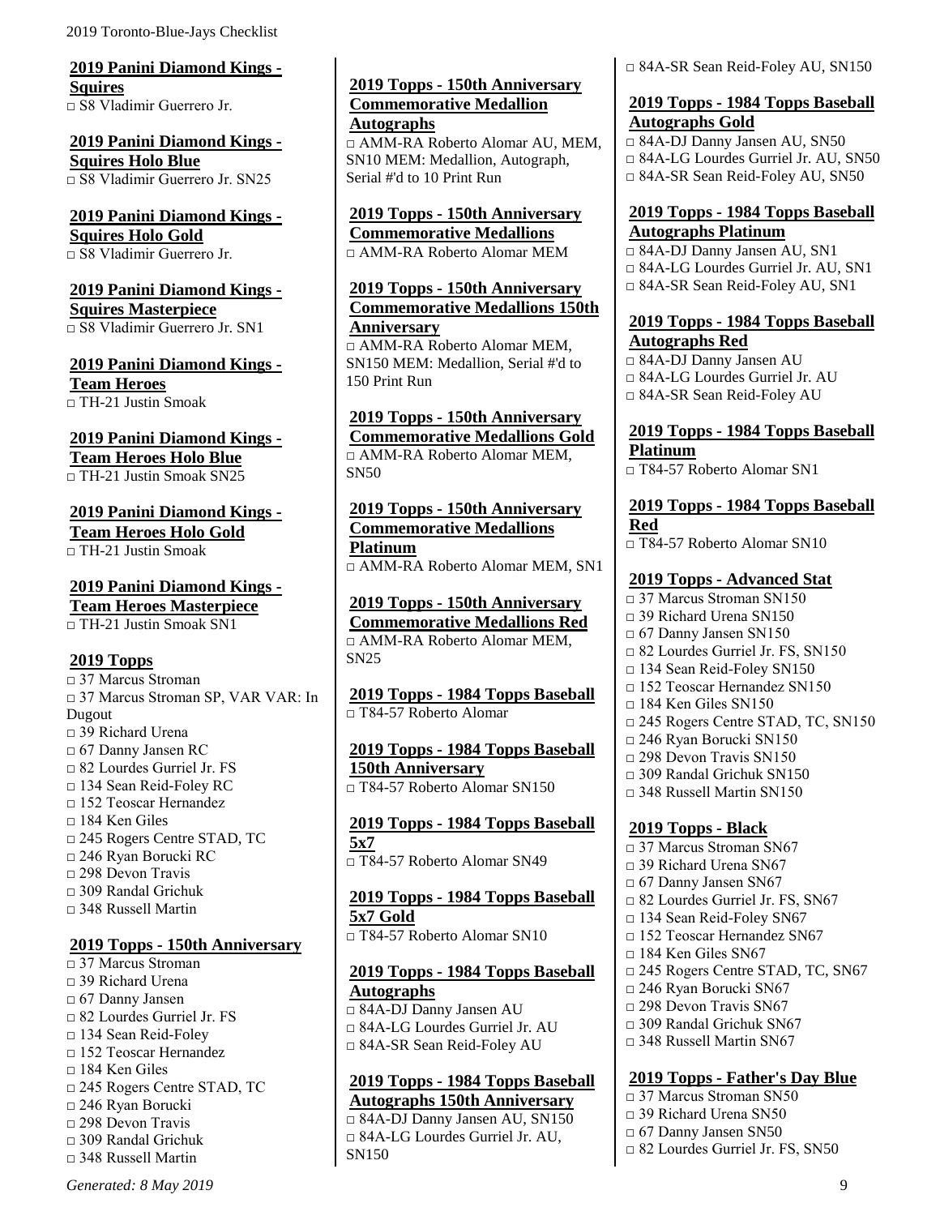## 2019 Panini Diamond Kings - Squires

□ S8 Vladimir Guerrero Jr.

## 2019 Panini Diamond Kings - Squires Holo Blue

□ S8 Vladimir Guerrero Jr. SN25

## 2019 Panini Diamond Kings - Squires Holo Gold

□ S8 Vladimir Guerrero Jr.

## 2019 Panini Diamond Kings - Squires Masterpiece

□ S8 Vladimir Guerrero Jr. SN1

## 2019 Panini Diamond Kings - Team Heroes

□ TH-21 Justin Smoak

## 2019 Panini Diamond Kings - Team Heroes Holo Blue

□ TH-21 Justin Smoak SN25

## 2019 Panini Diamond Kings - Team Heroes Holo Gold

□ TH-21 Justin Smoak

## 2019 Panini Diamond Kings - Team Heroes Masterpiece

□ TH-21 Justin Smoak SN1

## 2019 Topps

□ 37 Marcus Stroman
□ 37 Marcus Stroman SP, VAR VAR: In Dugout
□ 39 Richard Urena
□ 67 Danny Jansen RC
□ 82 Lourdes Gurriel Jr. FS
□ 134 Sean Reid-Foley RC
□ 152 Teoscar Hernandez
□ 184 Ken Giles
□ 245 Rogers Centre STAD, TC
□ 246 Ryan Borucki RC
□ 298 Devon Travis
□ 309 Randal Grichuk
□ 348 Russell Martin

## 2019 Topps - 150th Anniversary

□ 37 Marcus Stroman
□ 39 Richard Urena
□ 67 Danny Jansen
□ 82 Lourdes Gurriel Jr. FS
□ 134 Sean Reid-Foley
□ 152 Teoscar Hernandez
□ 184 Ken Giles
□ 245 Rogers Centre STAD, TC
□ 246 Ryan Borucki
□ 298 Devon Travis
□ 309 Randal Grichuk
□ 348 Russell Martin

## 2019 Topps - 150th Anniversary Commemorative Medallion Autographs

□ AMM-RA Roberto Alomar AU, MEM, SN10 MEM: Medallion, Autograph, Serial #'d to 10 Print Run

## 2019 Topps - 150th Anniversary Commemorative Medallions

□ AMM-RA Roberto Alomar MEM

## 2019 Topps - 150th Anniversary Commemorative Medallions 150th Anniversary

□ AMM-RA Roberto Alomar MEM, SN150 MEM: Medallion, Serial #'d to 150 Print Run

## 2019 Topps - 150th Anniversary Commemorative Medallions Gold

□ AMM-RA Roberto Alomar MEM, SN50

## 2019 Topps - 150th Anniversary Commemorative Medallions Platinum

□ AMM-RA Roberto Alomar MEM, SN1

## 2019 Topps - 150th Anniversary Commemorative Medallions Red

□ AMM-RA Roberto Alomar MEM, SN25

## 2019 Topps - 1984 Topps Baseball

□ T84-57 Roberto Alomar

## 2019 Topps - 1984 Topps Baseball 150th Anniversary

□ T84-57 Roberto Alomar SN150

## 2019 Topps - 1984 Topps Baseball 5x7

□ T84-57 Roberto Alomar SN49

## 2019 Topps - 1984 Topps Baseball 5x7 Gold

□ T84-57 Roberto Alomar SN10

## 2019 Topps - 1984 Topps Baseball Autographs

□ 84A-DJ Danny Jansen AU
□ 84A-LG Lourdes Gurriel Jr. AU
□ 84A-SR Sean Reid-Foley AU

## 2019 Topps - 1984 Topps Baseball Autographs 150th Anniversary

□ 84A-DJ Danny Jansen AU, SN150
□ 84A-LG Lourdes Gurriel Jr. AU, SN150
□ 84A-SR Sean Reid-Foley AU, SN150

## 2019 Topps - 1984 Topps Baseball Autographs Gold

□ 84A-DJ Danny Jansen AU, SN50
□ 84A-LG Lourdes Gurriel Jr. AU, SN50
□ 84A-SR Sean Reid-Foley AU, SN50

## 2019 Topps - 1984 Topps Baseball Autographs Platinum

□ 84A-DJ Danny Jansen AU, SN1
□ 84A-LG Lourdes Gurriel Jr. AU, SN1
□ 84A-SR Sean Reid-Foley AU, SN1

## 2019 Topps - 1984 Topps Baseball Autographs Red

□ 84A-DJ Danny Jansen AU
□ 84A-LG Lourdes Gurriel Jr. AU
□ 84A-SR Sean Reid-Foley AU

## 2019 Topps - 1984 Topps Baseball Platinum

□ T84-57 Roberto Alomar SN1

## 2019 Topps - 1984 Topps Baseball Red

□ T84-57 Roberto Alomar SN10

## 2019 Topps - Advanced Stat

□ 37 Marcus Stroman SN150
□ 39 Richard Urena SN150
□ 67 Danny Jansen SN150
□ 82 Lourdes Gurriel Jr. FS, SN150
□ 134 Sean Reid-Foley SN150
□ 152 Teoscar Hernandez SN150
□ 184 Ken Giles SN150
□ 245 Rogers Centre STAD, TC, SN150
□ 246 Ryan Borucki SN150
□ 298 Devon Travis SN150
□ 309 Randal Grichuk SN150
□ 348 Russell Martin SN150

## 2019 Topps - Black

□ 37 Marcus Stroman SN67
□ 39 Richard Urena SN67
□ 67 Danny Jansen SN67
□ 82 Lourdes Gurriel Jr. FS, SN67
□ 134 Sean Reid-Foley SN67
□ 152 Teoscar Hernandez SN67
□ 184 Ken Giles SN67
□ 245 Rogers Centre STAD, TC, SN67
□ 246 Ryan Borucki SN67
□ 298 Devon Travis SN67
□ 309 Randal Grichuk SN67
□ 348 Russell Martin SN67

## 2019 Topps - Father's Day Blue

□ 37 Marcus Stroman SN50
□ 39 Richard Urena SN50
□ 67 Danny Jansen SN50
□ 82 Lourdes Gurriel Jr. FS, SN50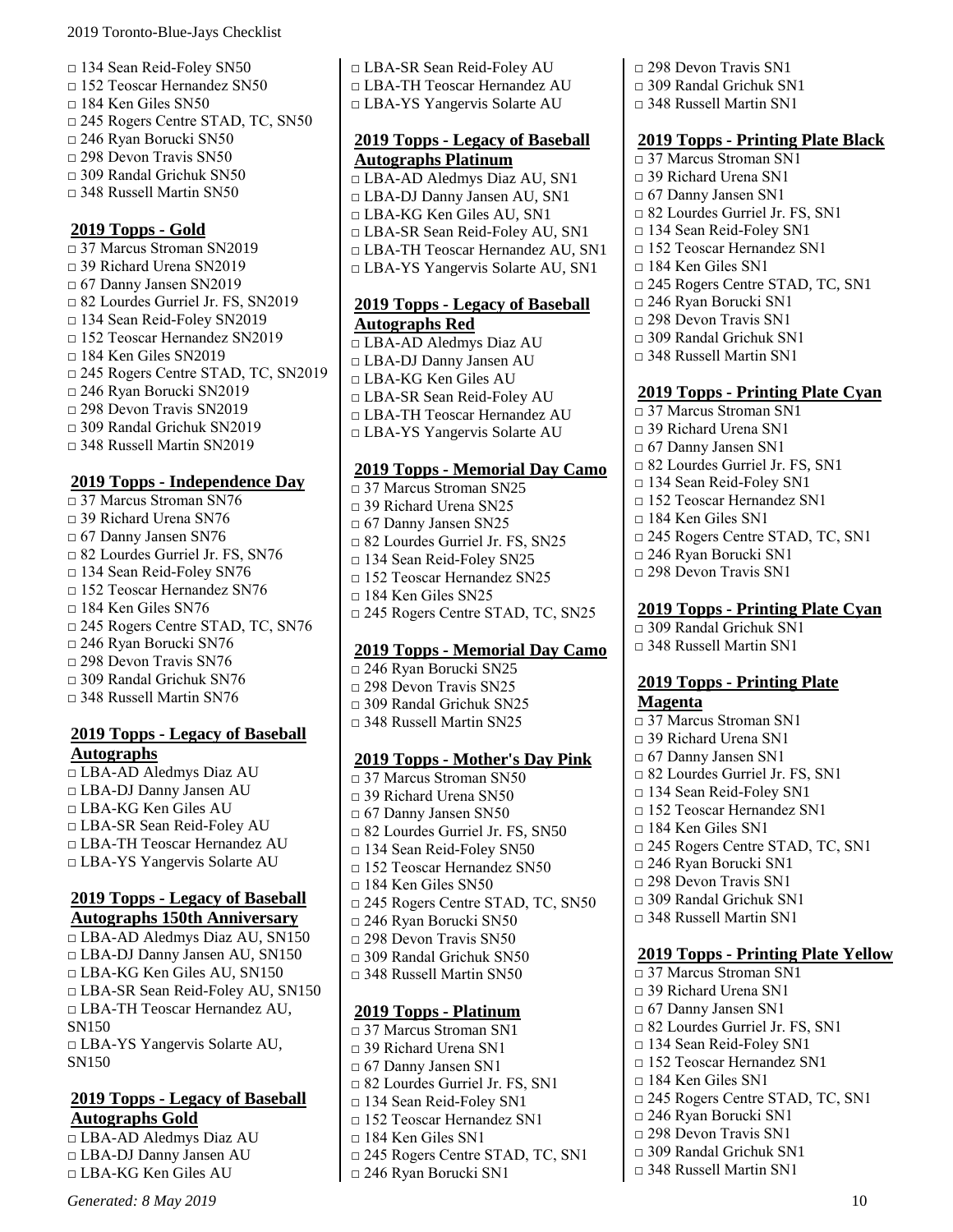□ 134 Sean Reid-Foley SN50
□ 152 Teoscar Hernandez SN50
□ 184 Ken Giles SN50
□ 245 Rogers Centre STAD, TC, SN50
□ 246 Ryan Borucki SN50
□ 298 Devon Travis SN50
□ 309 Randal Grichuk SN50
□ 348 Russell Martin SN50

## 2019 Topps - Gold

□ 37 Marcus Stroman SN2019
□ 39 Richard Urena SN2019
□ 67 Danny Jansen SN2019
□ 82 Lourdes Gurriel Jr. FS, SN2019
□ 134 Sean Reid-Foley SN2019
□ 152 Teoscar Hernandez SN2019
□ 184 Ken Giles SN2019
□ 245 Rogers Centre STAD, TC, SN2019
□ 246 Ryan Borucki SN2019
□ 298 Devon Travis SN2019
□ 309 Randal Grichuk SN2019
□ 348 Russell Martin SN2019

## 2019 Topps - Independence Day

□ 37 Marcus Stroman SN76
□ 39 Richard Urena SN76
□ 67 Danny Jansen SN76
□ 82 Lourdes Gurriel Jr. FS, SN76
□ 134 Sean Reid-Foley SN76
□ 152 Teoscar Hernandez SN76
□ 184 Ken Giles SN76
□ 245 Rogers Centre STAD, TC, SN76
□ 246 Ryan Borucki SN76
□ 298 Devon Travis SN76
□ 309 Randal Grichuk SN76
□ 348 Russell Martin SN76

## 2019 Topps - Legacy of Baseball Autographs

□ LBA-AD Aledmys Diaz AU
□ LBA-DJ Danny Jansen AU
□ LBA-KG Ken Giles AU
□ LBA-SR Sean Reid-Foley AU
□ LBA-TH Teoscar Hernandez AU
□ LBA-YS Yangervis Solarte AU

## 2019 Topps - Legacy of Baseball Autographs 150th Anniversary

□ LBA-AD Aledmys Diaz AU, SN150
□ LBA-DJ Danny Jansen AU, SN150
□ LBA-KG Ken Giles AU, SN150
□ LBA-SR Sean Reid-Foley AU, SN150
□ LBA-TH Teoscar Hernandez AU, SN150
□ LBA-YS Yangervis Solarte AU, SN150

## 2019 Topps - Legacy of Baseball Autographs Gold

□ LBA-AD Aledmys Diaz AU
□ LBA-DJ Danny Jansen AU
□ LBA-KG Ken Giles AU
□ LBA-SR Sean Reid-Foley AU
□ LBA-TH Teoscar Hernandez AU
□ LBA-YS Yangervis Solarte AU

## 2019 Topps - Legacy of Baseball Autographs Platinum

□ LBA-AD Aledmys Diaz AU, SN1
□ LBA-DJ Danny Jansen AU, SN1
□ LBA-KG Ken Giles AU, SN1
□ LBA-SR Sean Reid-Foley AU, SN1
□ LBA-TH Teoscar Hernandez AU, SN1
□ LBA-YS Yangervis Solarte AU, SN1

## 2019 Topps - Legacy of Baseball Autographs Red

□ LBA-AD Aledmys Diaz AU
□ LBA-DJ Danny Jansen AU
□ LBA-KG Ken Giles AU
□ LBA-SR Sean Reid-Foley AU
□ LBA-TH Teoscar Hernandez AU
□ LBA-YS Yangervis Solarte AU

## 2019 Topps - Memorial Day Camo

□ 37 Marcus Stroman SN25
□ 39 Richard Urena SN25
□ 67 Danny Jansen SN25
□ 82 Lourdes Gurriel Jr. FS, SN25
□ 134 Sean Reid-Foley SN25
□ 152 Teoscar Hernandez SN25
□ 184 Ken Giles SN25
□ 245 Rogers Centre STAD, TC, SN25

## 2019 Topps - Memorial Day Camo

□ 246 Ryan Borucki SN25
□ 298 Devon Travis SN25
□ 309 Randal Grichuk SN25
□ 348 Russell Martin SN25

## 2019 Topps - Mother's Day Pink

□ 37 Marcus Stroman SN50
□ 39 Richard Urena SN50
□ 67 Danny Jansen SN50
□ 82 Lourdes Gurriel Jr. FS, SN50
□ 134 Sean Reid-Foley SN50
□ 152 Teoscar Hernandez SN50
□ 184 Ken Giles SN50
□ 245 Rogers Centre STAD, TC, SN50
□ 246 Ryan Borucki SN50
□ 298 Devon Travis SN50
□ 309 Randal Grichuk SN50
□ 348 Russell Martin SN50

## 2019 Topps - Platinum

□ 37 Marcus Stroman SN1
□ 39 Richard Urena SN1
□ 67 Danny Jansen SN1
□ 82 Lourdes Gurriel Jr. FS, SN1
□ 134 Sean Reid-Foley SN1
□ 152 Teoscar Hernandez SN1
□ 184 Ken Giles SN1
□ 245 Rogers Centre STAD, TC, SN1
□ 246 Ryan Borucki SN1
□ 298 Devon Travis SN1
□ 309 Randal Grichuk SN1
□ 348 Russell Martin SN1

## 2019 Topps - Printing Plate Black

□ 37 Marcus Stroman SN1
□ 39 Richard Urena SN1
□ 67 Danny Jansen SN1
□ 82 Lourdes Gurriel Jr. FS, SN1
□ 134 Sean Reid-Foley SN1
□ 152 Teoscar Hernandez SN1
□ 184 Ken Giles SN1
□ 245 Rogers Centre STAD, TC, SN1
□ 246 Ryan Borucki SN1
□ 298 Devon Travis SN1
□ 309 Randal Grichuk SN1
□ 348 Russell Martin SN1

## 2019 Topps - Printing Plate Cyan

□ 37 Marcus Stroman SN1
□ 39 Richard Urena SN1
□ 67 Danny Jansen SN1
□ 82 Lourdes Gurriel Jr. FS, SN1
□ 134 Sean Reid-Foley SN1
□ 152 Teoscar Hernandez SN1
□ 184 Ken Giles SN1
□ 245 Rogers Centre STAD, TC, SN1
□ 246 Ryan Borucki SN1
□ 298 Devon Travis SN1

## 2019 Topps - Printing Plate Cyan

□ 309 Randal Grichuk SN1
□ 348 Russell Martin SN1

## 2019 Topps - Printing Plate Magenta

□ 37 Marcus Stroman SN1
□ 39 Richard Urena SN1
□ 67 Danny Jansen SN1
□ 82 Lourdes Gurriel Jr. FS, SN1
□ 134 Sean Reid-Foley SN1
□ 152 Teoscar Hernandez SN1
□ 184 Ken Giles SN1
□ 245 Rogers Centre STAD, TC, SN1
□ 246 Ryan Borucki SN1
□ 298 Devon Travis SN1
□ 309 Randal Grichuk SN1
□ 348 Russell Martin SN1

## 2019 Topps - Printing Plate Yellow

□ 37 Marcus Stroman SN1
□ 39 Richard Urena SN1
□ 67 Danny Jansen SN1
□ 82 Lourdes Gurriel Jr. FS, SN1
□ 134 Sean Reid-Foley SN1
□ 152 Teoscar Hernandez SN1
□ 184 Ken Giles SN1
□ 245 Rogers Centre STAD, TC, SN1
□ 246 Ryan Borucki SN1
□ 298 Devon Travis SN1
□ 309 Randal Grichuk SN1
□ 348 Russell Martin SN1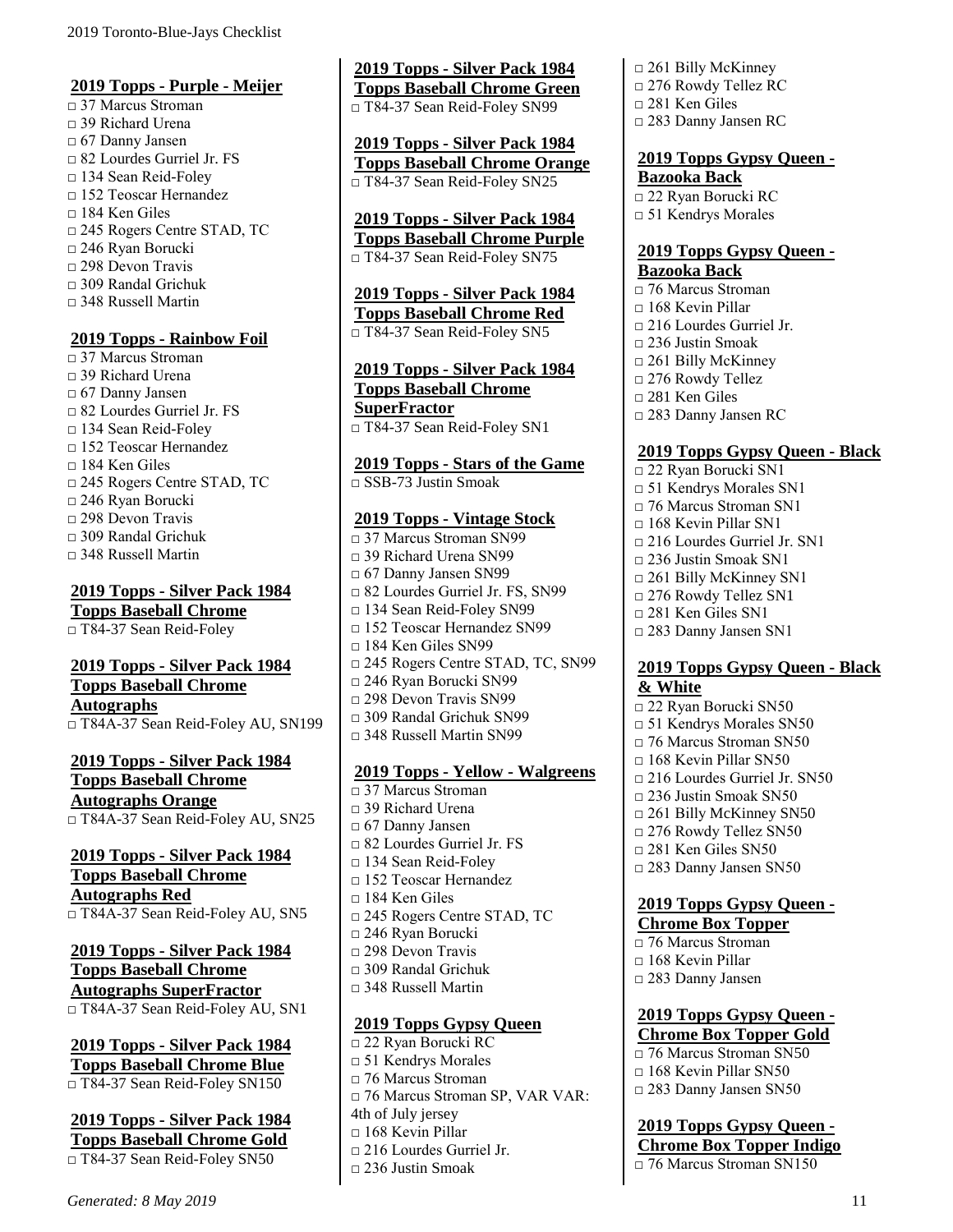## 2019 Topps - Purple - Meijer

- □ 37 Marcus Stroman
- □ 39 Richard Urena
- □ 67 Danny Jansen
- □ 82 Lourdes Gurriel Jr. FS
- □ 134 Sean Reid-Foley
- □ 152 Teoscar Hernandez
- □ 184 Ken Giles
- □ 245 Rogers Centre STAD, TC
- □ 246 Ryan Borucki
- □ 298 Devon Travis
- □ 309 Randal Grichuk
- □ 348 Russell Martin

## 2019 Topps - Rainbow Foil

- □ 37 Marcus Stroman
- □ 39 Richard Urena
- □ 67 Danny Jansen
- □ 82 Lourdes Gurriel Jr. FS
- □ 134 Sean Reid-Foley
- □ 152 Teoscar Hernandez
- □ 184 Ken Giles
- □ 245 Rogers Centre STAD, TC
- □ 246 Ryan Borucki
- □ 298 Devon Travis
- □ 309 Randal Grichuk
- □ 348 Russell Martin

## 2019 Topps - Silver Pack 1984 Topps Baseball Chrome

- □ T84-37 Sean Reid-Foley

## 2019 Topps - Silver Pack 1984 Topps Baseball Chrome Autographs

- □ T84A-37 Sean Reid-Foley AU, SN199

## 2019 Topps - Silver Pack 1984 Topps Baseball Chrome Autographs Orange

- □ T84A-37 Sean Reid-Foley AU, SN25

## 2019 Topps - Silver Pack 1984 Topps Baseball Chrome Autographs Red

- □ T84A-37 Sean Reid-Foley AU, SN5

## 2019 Topps - Silver Pack 1984 Topps Baseball Chrome Autographs SuperFractor

- □ T84A-37 Sean Reid-Foley AU, SN1

## 2019 Topps - Silver Pack 1984 Topps Baseball Chrome Blue

- □ T84-37 Sean Reid-Foley SN150

## 2019 Topps - Silver Pack 1984 Topps Baseball Chrome Gold

- □ T84-37 Sean Reid-Foley SN50

## 2019 Topps - Silver Pack 1984 Topps Baseball Chrome Green

- □ T84-37 Sean Reid-Foley SN99

## 2019 Topps - Silver Pack 1984 Topps Baseball Chrome Orange

- □ T84-37 Sean Reid-Foley SN25

## 2019 Topps - Silver Pack 1984 Topps Baseball Chrome Purple

- □ T84-37 Sean Reid-Foley SN75

## 2019 Topps - Silver Pack 1984 Topps Baseball Chrome Red

- □ T84-37 Sean Reid-Foley SN5

## 2019 Topps - Silver Pack 1984 Topps Baseball Chrome SuperFractor

- □ T84-37 Sean Reid-Foley SN1

## 2019 Topps - Stars of the Game

- □ SSB-73 Justin Smoak

## 2019 Topps - Vintage Stock

- □ 37 Marcus Stroman SN99
- □ 39 Richard Urena SN99
- □ 67 Danny Jansen SN99
- □ 82 Lourdes Gurriel Jr. FS, SN99
- □ 134 Sean Reid-Foley SN99
- □ 152 Teoscar Hernandez SN99
- □ 184 Ken Giles SN99
- □ 245 Rogers Centre STAD, TC, SN99
- □ 246 Ryan Borucki SN99
- □ 298 Devon Travis SN99
- □ 309 Randal Grichuk SN99
- □ 348 Russell Martin SN99

## 2019 Topps - Yellow - Walgreens

- □ 37 Marcus Stroman
- □ 39 Richard Urena
- □ 67 Danny Jansen
- □ 82 Lourdes Gurriel Jr. FS
- □ 134 Sean Reid-Foley
- □ 152 Teoscar Hernandez
- □ 184 Ken Giles
- □ 245 Rogers Centre STAD, TC
- □ 246 Ryan Borucki
- □ 298 Devon Travis
- □ 309 Randal Grichuk
- □ 348 Russell Martin

## 2019 Topps Gypsy Queen

- □ 22 Ryan Borucki RC
- □ 51 Kendrys Morales
- □ 76 Marcus Stroman
- □ 76 Marcus Stroman SP, VAR VAR: 4th of July jersey
- □ 168 Kevin Pillar
- □ 216 Lourdes Gurriel Jr.
- □ 236 Justin Smoak
- □ 261 Billy McKinney
- □ 276 Rowdy Tellez RC
- □ 281 Ken Giles
- □ 283 Danny Jansen RC

## 2019 Topps Gypsy Queen - Bazooka Back

- □ 22 Ryan Borucki RC
- □ 51 Kendrys Morales

## 2019 Topps Gypsy Queen - Bazooka Back

- □ 76 Marcus Stroman
- □ 168 Kevin Pillar
- □ 216 Lourdes Gurriel Jr.
- □ 236 Justin Smoak
- □ 261 Billy McKinney
- □ 276 Rowdy Tellez
- □ 281 Ken Giles
- □ 283 Danny Jansen RC

## 2019 Topps Gypsy Queen - Black

- □ 22 Ryan Borucki SN1
- □ 51 Kendrys Morales SN1
- □ 76 Marcus Stroman SN1
- □ 168 Kevin Pillar SN1
- □ 216 Lourdes Gurriel Jr. SN1
- □ 236 Justin Smoak SN1
- □ 261 Billy McKinney SN1
- □ 276 Rowdy Tellez SN1
- □ 281 Ken Giles SN1
- □ 283 Danny Jansen SN1

## 2019 Topps Gypsy Queen - Black & White

- □ 22 Ryan Borucki SN50
- □ 51 Kendrys Morales SN50
- □ 76 Marcus Stroman SN50
- □ 168 Kevin Pillar SN50
- □ 216 Lourdes Gurriel Jr. SN50
- □ 236 Justin Smoak SN50
- □ 261 Billy McKinney SN50
- □ 276 Rowdy Tellez SN50
- □ 281 Ken Giles SN50
- □ 283 Danny Jansen SN50

## 2019 Topps Gypsy Queen - Chrome Box Topper

- □ 76 Marcus Stroman
- □ 168 Kevin Pillar
- □ 283 Danny Jansen

## 2019 Topps Gypsy Queen - Chrome Box Topper Gold

- □ 76 Marcus Stroman SN50
- □ 168 Kevin Pillar SN50
- □ 283 Danny Jansen SN50

## 2019 Topps Gypsy Queen - Chrome Box Topper Indigo

- □ 76 Marcus Stroman SN150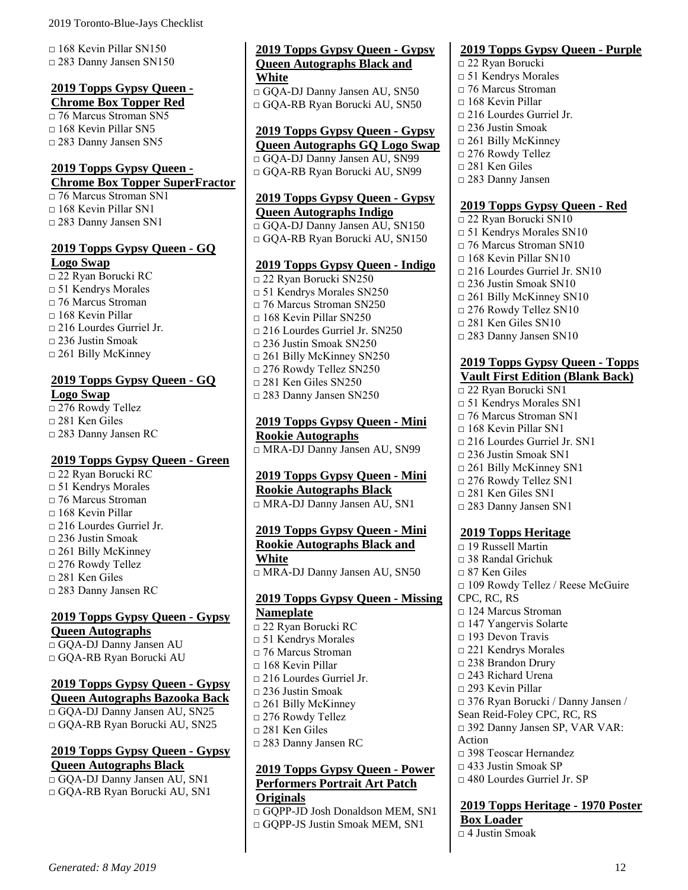□ 168 Kevin Pillar SN150
□ 283 Danny Jansen SN150

## 2019 Topps Gypsy Queen - Chrome Box Topper Red

□ 76 Marcus Stroman SN5
□ 168 Kevin Pillar SN5
□ 283 Danny Jansen SN5

## 2019 Topps Gypsy Queen - Chrome Box Topper SuperFractor

□ 76 Marcus Stroman SN1
□ 168 Kevin Pillar SN1
□ 283 Danny Jansen SN1

## 2019 Topps Gypsy Queen - GQ Logo Swap

□ 22 Ryan Borucki RC
□ 51 Kendrys Morales
□ 76 Marcus Stroman
□ 168 Kevin Pillar
□ 216 Lourdes Gurriel Jr.
□ 236 Justin Smoak
□ 261 Billy McKinney

## 2019 Topps Gypsy Queen - GQ Logo Swap

□ 276 Rowdy Tellez
□ 281 Ken Giles
□ 283 Danny Jansen RC

## 2019 Topps Gypsy Queen - Green

□ 22 Ryan Borucki RC
□ 51 Kendrys Morales
□ 76 Marcus Stroman
□ 168 Kevin Pillar
□ 216 Lourdes Gurriel Jr.
□ 236 Justin Smoak
□ 261 Billy McKinney
□ 276 Rowdy Tellez
□ 281 Ken Giles
□ 283 Danny Jansen RC

## 2019 Topps Gypsy Queen - Gypsy Queen Autographs

□ GQA-DJ Danny Jansen AU
□ GQA-RB Ryan Borucki AU

## 2019 Topps Gypsy Queen - Gypsy Queen Autographs Bazooka Back

□ GQA-DJ Danny Jansen AU, SN25
□ GQA-RB Ryan Borucki AU, SN25

## 2019 Topps Gypsy Queen - Gypsy Queen Autographs Black

□ GQA-DJ Danny Jansen AU, SN1
□ GQA-RB Ryan Borucki AU, SN1

## 2019 Topps Gypsy Queen - Gypsy Queen Autographs Black and White

□ GQA-DJ Danny Jansen AU, SN50
□ GQA-RB Ryan Borucki AU, SN50

## 2019 Topps Gypsy Queen - Gypsy Queen Autographs GQ Logo Swap

□ GQA-DJ Danny Jansen AU, SN99
□ GQA-RB Ryan Borucki AU, SN99

## 2019 Topps Gypsy Queen - Gypsy Queen Autographs Indigo

□ GQA-DJ Danny Jansen AU, SN150
□ GQA-RB Ryan Borucki AU, SN150

## 2019 Topps Gypsy Queen - Indigo

□ 22 Ryan Borucki SN250
□ 51 Kendrys Morales SN250
□ 76 Marcus Stroman SN250
□ 168 Kevin Pillar SN250
□ 216 Lourdes Gurriel Jr. SN250
□ 236 Justin Smoak SN250
□ 261 Billy McKinney SN250
□ 276 Rowdy Tellez SN250
□ 281 Ken Giles SN250
□ 283 Danny Jansen SN250

## 2019 Topps Gypsy Queen - Mini Rookie Autographs

□ MRA-DJ Danny Jansen AU, SN99

## 2019 Topps Gypsy Queen - Mini Rookie Autographs Black

□ MRA-DJ Danny Jansen AU, SN1

## 2019 Topps Gypsy Queen - Mini Rookie Autographs Black and White

□ MRA-DJ Danny Jansen AU, SN50

## 2019 Topps Gypsy Queen - Missing Nameplate

□ 22 Ryan Borucki RC
□ 51 Kendrys Morales
□ 76 Marcus Stroman
□ 168 Kevin Pillar
□ 216 Lourdes Gurriel Jr.
□ 236 Justin Smoak
□ 261 Billy McKinney
□ 276 Rowdy Tellez
□ 281 Ken Giles
□ 283 Danny Jansen RC

## 2019 Topps Gypsy Queen - Power Performers Portrait Art Patch Originals

□ GQPP-JD Josh Donaldson MEM, SN1
□ GQPP-JS Justin Smoak MEM, SN1

## 2019 Topps Gypsy Queen - Purple

□ 22 Ryan Borucki
□ 51 Kendrys Morales
□ 76 Marcus Stroman
□ 168 Kevin Pillar
□ 216 Lourdes Gurriel Jr.
□ 236 Justin Smoak
□ 261 Billy McKinney
□ 276 Rowdy Tellez
□ 281 Ken Giles
□ 283 Danny Jansen

## 2019 Topps Gypsy Queen - Red

□ 22 Ryan Borucki SN10
□ 51 Kendrys Morales SN10
□ 76 Marcus Stroman SN10
□ 168 Kevin Pillar SN10
□ 216 Lourdes Gurriel Jr. SN10
□ 236 Justin Smoak SN10
□ 261 Billy McKinney SN10
□ 276 Rowdy Tellez SN10
□ 281 Ken Giles SN10
□ 283 Danny Jansen SN10

## 2019 Topps Gypsy Queen - Topps Vault First Edition (Blank Back)

□ 22 Ryan Borucki SN1
□ 51 Kendrys Morales SN1
□ 76 Marcus Stroman SN1
□ 168 Kevin Pillar SN1
□ 216 Lourdes Gurriel Jr. SN1
□ 236 Justin Smoak SN1
□ 261 Billy McKinney SN1
□ 276 Rowdy Tellez SN1
□ 281 Ken Giles SN1
□ 283 Danny Jansen SN1

## 2019 Topps Heritage

□ 19 Russell Martin
□ 38 Randal Grichuk
□ 87 Ken Giles
□ 109 Rowdy Tellez / Reese McGuire CPC, RC, RS
□ 124 Marcus Stroman
□ 147 Yangervis Solarte
□ 193 Devon Travis
□ 221 Kendrys Morales
□ 238 Brandon Drury
□ 243 Richard Urena
□ 293 Kevin Pillar
□ 376 Ryan Borucki / Danny Jansen / Sean Reid-Foley CPC, RC, RS
□ 392 Danny Jansen SP, VAR VAR: Action
□ 398 Teoscar Hernandez
□ 433 Justin Smoak SP
□ 480 Lourdes Gurriel Jr. SP

## 2019 Topps Heritage - 1970 Poster Box Loader

□ 4 Justin Smoak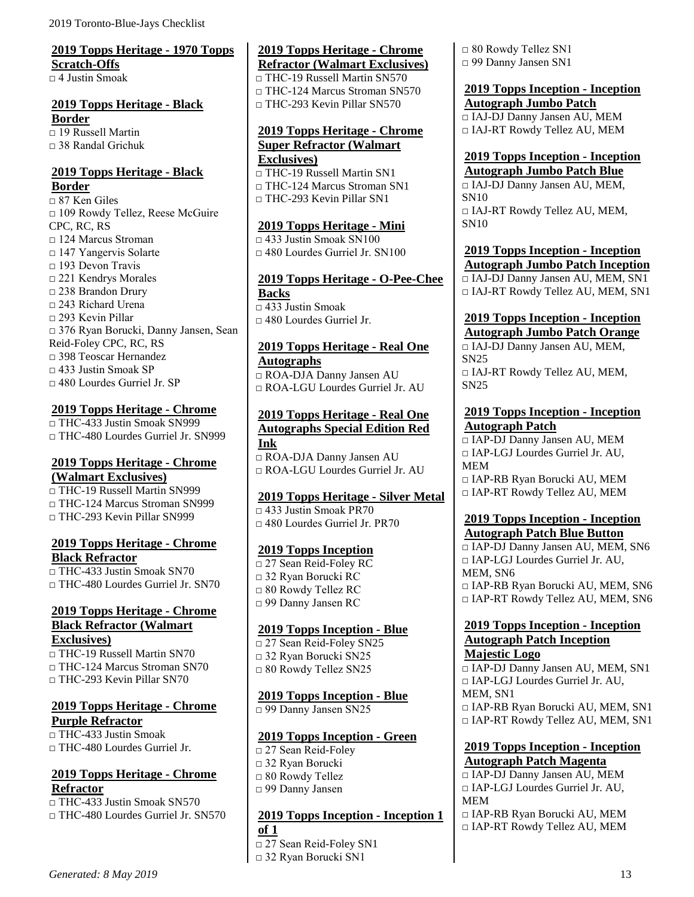**2019 Topps Heritage - 1970 Topps Scratch-Offs**
□ 4 Justin Smoak

**2019 Topps Heritage - Black Border**
□ 19 Russell Martin
□ 38 Randal Grichuk

**2019 Topps Heritage - Black Border**
□ 87 Ken Giles
□ 109 Rowdy Tellez, Reese McGuire CPC, RC, RS
□ 124 Marcus Stroman
□ 147 Yangervis Solarte
□ 193 Devon Travis
□ 221 Kendrys Morales
□ 238 Brandon Drury
□ 243 Richard Urena
□ 293 Kevin Pillar
□ 376 Ryan Borucki, Danny Jansen, Sean Reid-Foley CPC, RC, RS
□ 398 Teoscar Hernandez
□ 433 Justin Smoak SP
□ 480 Lourdes Gurriel Jr. SP

**2019 Topps Heritage - Chrome**
□ THC-433 Justin Smoak SN999
□ THC-480 Lourdes Gurriel Jr. SN999

**2019 Topps Heritage - Chrome (Walmart Exclusives)**
□ THC-19 Russell Martin SN999
□ THC-124 Marcus Stroman SN999
□ THC-293 Kevin Pillar SN999

**2019 Topps Heritage - Chrome Black Refractor**
□ THC-433 Justin Smoak SN70
□ THC-480 Lourdes Gurriel Jr. SN70

**2019 Topps Heritage - Chrome Black Refractor (Walmart Exclusives)**
□ THC-19 Russell Martin SN70
□ THC-124 Marcus Stroman SN70
□ THC-293 Kevin Pillar SN70

**2019 Topps Heritage - Chrome Purple Refractor**
□ THC-433 Justin Smoak
□ THC-480 Lourdes Gurriel Jr.

**2019 Topps Heritage - Chrome Refractor**
□ THC-433 Justin Smoak SN570
□ THC-480 Lourdes Gurriel Jr. SN570

**2019 Topps Heritage - Chrome Refractor (Walmart Exclusives)**
□ THC-19 Russell Martin SN570
□ THC-124 Marcus Stroman SN570
□ THC-293 Kevin Pillar SN570

**2019 Topps Heritage - Chrome Super Refractor (Walmart Exclusives)**
□ THC-19 Russell Martin SN1
□ THC-124 Marcus Stroman SN1
□ THC-293 Kevin Pillar SN1

**2019 Topps Heritage - Mini**
□ 433 Justin Smoak SN100
□ 480 Lourdes Gurriel Jr. SN100

**2019 Topps Heritage - O-Pee-Chee Backs**
□ 433 Justin Smoak
□ 480 Lourdes Gurriel Jr.

**2019 Topps Heritage - Real One Autographs**
□ ROA-DJA Danny Jansen AU
□ ROA-LGU Lourdes Gurriel Jr. AU

**2019 Topps Heritage - Real One Autographs Special Edition Red Ink**
□ ROA-DJA Danny Jansen AU
□ ROA-LGU Lourdes Gurriel Jr. AU

**2019 Topps Heritage - Silver Metal**
□ 433 Justin Smoak PR70
□ 480 Lourdes Gurriel Jr. PR70

**2019 Topps Inception**
□ 27 Sean Reid-Foley RC
□ 32 Ryan Borucki RC
□ 80 Rowdy Tellez RC
□ 99 Danny Jansen RC

**2019 Topps Inception - Blue**
□ 27 Sean Reid-Foley SN25
□ 32 Ryan Borucki SN25
□ 80 Rowdy Tellez SN25

**2019 Topps Inception - Blue**
□ 99 Danny Jansen SN25

**2019 Topps Inception - Green**
□ 27 Sean Reid-Foley
□ 32 Ryan Borucki
□ 80 Rowdy Tellez
□ 99 Danny Jansen

**2019 Topps Inception - Inception 1 of 1**
□ 27 Sean Reid-Foley SN1
□ 32 Ryan Borucki SN1
□ 80 Rowdy Tellez SN1
□ 99 Danny Jansen SN1

**2019 Topps Inception - Inception Autograph Jumbo Patch**
□ IAJ-DJ Danny Jansen AU, MEM
□ IAJ-RT Rowdy Tellez AU, MEM

**2019 Topps Inception - Inception Autograph Jumbo Patch Blue**
□ IAJ-DJ Danny Jansen AU, MEM, SN10
□ IAJ-RT Rowdy Tellez AU, MEM, SN10

**2019 Topps Inception - Inception Autograph Jumbo Patch Inception**
□ IAJ-DJ Danny Jansen AU, MEM, SN1
□ IAJ-RT Rowdy Tellez AU, MEM, SN1

**2019 Topps Inception - Inception Autograph Jumbo Patch Orange**
□ IAJ-DJ Danny Jansen AU, MEM, SN25
□ IAJ-RT Rowdy Tellez AU, MEM, SN25

**2019 Topps Inception - Inception Autograph Patch**
□ IAP-DJ Danny Jansen AU, MEM
□ IAP-LGJ Lourdes Gurriel Jr. AU, MEM
□ IAP-RB Ryan Borucki AU, MEM
□ IAP-RT Rowdy Tellez AU, MEM

**2019 Topps Inception - Inception Autograph Patch Blue Button**
□ IAP-DJ Danny Jansen AU, MEM, SN6
□ IAP-LGJ Lourdes Gurriel Jr. AU, MEM, SN6
□ IAP-RB Ryan Borucki AU, MEM, SN6
□ IAP-RT Rowdy Tellez AU, MEM, SN6

**2019 Topps Inception - Inception Autograph Patch Inception Majestic Logo**
□ IAP-DJ Danny Jansen AU, MEM, SN1
□ IAP-LGJ Lourdes Gurriel Jr. AU, MEM, SN1
□ IAP-RB Ryan Borucki AU, MEM, SN1
□ IAP-RT Rowdy Tellez AU, MEM, SN1

**2019 Topps Inception - Inception Autograph Patch Magenta**
□ IAP-DJ Danny Jansen AU, MEM
□ IAP-LGJ Lourdes Gurriel Jr. AU, MEM
□ IAP-RB Ryan Borucki AU, MEM
□ IAP-RT Rowdy Tellez AU, MEM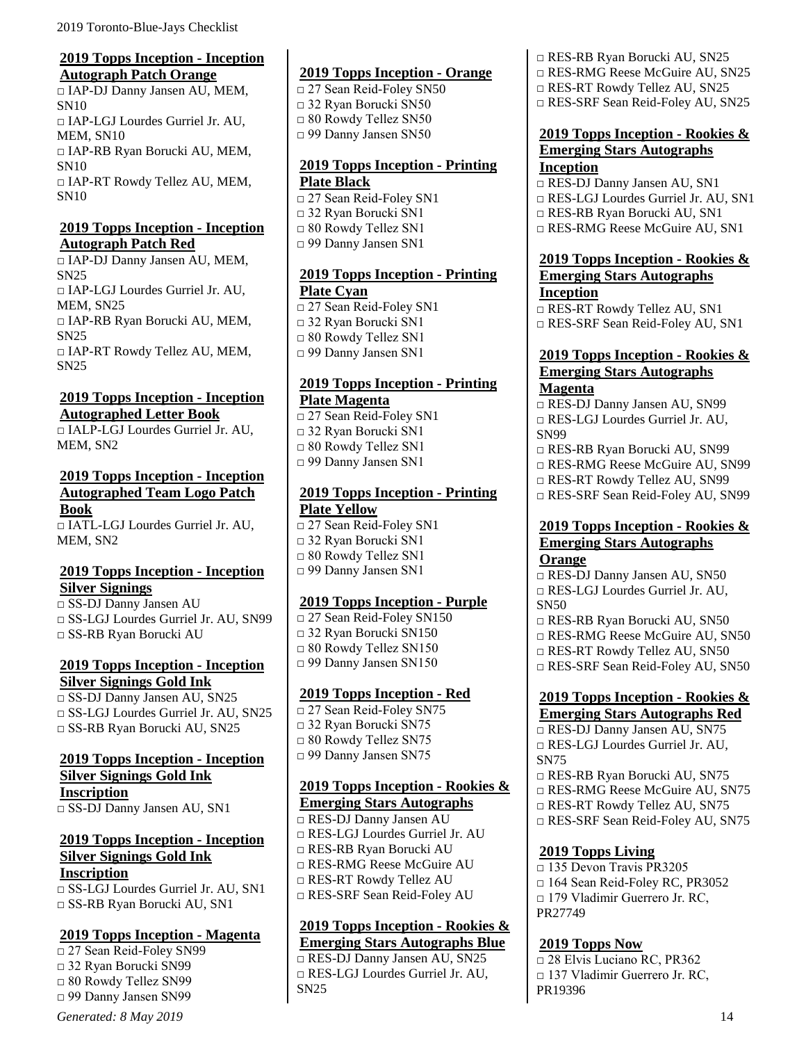### 2019 Topps Inception - Inception Autograph Patch Orange

□ IAP-DJ Danny Jansen AU, MEM, SN10
□ IAP-LGJ Lourdes Gurriel Jr. AU, MEM, SN10
□ IAP-RB Ryan Borucki AU, MEM, SN10
□ IAP-RT Rowdy Tellez AU, MEM, SN10

### 2019 Topps Inception - Inception Autograph Patch Red

□ IAP-DJ Danny Jansen AU, MEM, SN25
□ IAP-LGJ Lourdes Gurriel Jr. AU, MEM, SN25
□ IAP-RB Ryan Borucki AU, MEM, SN25
□ IAP-RT Rowdy Tellez AU, MEM, SN25

### 2019 Topps Inception - Inception Autographed Letter Book

□ IALP-LGJ Lourdes Gurriel Jr. AU, MEM, SN2

### 2019 Topps Inception - Inception Autographed Team Logo Patch Book

□ IATL-LGJ Lourdes Gurriel Jr. AU, MEM, SN2

### 2019 Topps Inception - Inception Silver Signings

□ SS-DJ Danny Jansen AU
□ SS-LGJ Lourdes Gurriel Jr. AU, SN99
□ SS-RB Ryan Borucki AU

### 2019 Topps Inception - Inception Silver Signings Gold Ink

□ SS-DJ Danny Jansen AU, SN25
□ SS-LGJ Lourdes Gurriel Jr. AU, SN25
□ SS-RB Ryan Borucki AU, SN25

### 2019 Topps Inception - Inception Silver Signings Gold Ink Inscription

□ SS-DJ Danny Jansen AU, SN1

### 2019 Topps Inception - Inception Silver Signings Gold Ink Inscription

□ SS-LGJ Lourdes Gurriel Jr. AU, SN1
□ SS-RB Ryan Borucki AU, SN1

### 2019 Topps Inception - Magenta

□ 27 Sean Reid-Foley SN99
□ 32 Ryan Borucki SN99
□ 80 Rowdy Tellez SN99
□ 99 Danny Jansen SN99

### 2019 Topps Inception - Orange

□ 27 Sean Reid-Foley SN50
□ 32 Ryan Borucki SN50
□ 80 Rowdy Tellez SN50
□ 99 Danny Jansen SN50

### 2019 Topps Inception - Printing Plate Black

□ 27 Sean Reid-Foley SN1
□ 32 Ryan Borucki SN1
□ 80 Rowdy Tellez SN1
□ 99 Danny Jansen SN1

### 2019 Topps Inception - Printing Plate Cyan

□ 27 Sean Reid-Foley SN1
□ 32 Ryan Borucki SN1
□ 80 Rowdy Tellez SN1
□ 99 Danny Jansen SN1

### 2019 Topps Inception - Printing Plate Magenta

□ 27 Sean Reid-Foley SN1
□ 32 Ryan Borucki SN1
□ 80 Rowdy Tellez SN1
□ 99 Danny Jansen SN1

### 2019 Topps Inception - Printing Plate Yellow

□ 27 Sean Reid-Foley SN1
□ 32 Ryan Borucki SN1
□ 80 Rowdy Tellez SN1
□ 99 Danny Jansen SN1

### 2019 Topps Inception - Purple

□ 27 Sean Reid-Foley SN150
□ 32 Ryan Borucki SN150
□ 80 Rowdy Tellez SN150
□ 99 Danny Jansen SN150

### 2019 Topps Inception - Red

□ 27 Sean Reid-Foley SN75
□ 32 Ryan Borucki SN75
□ 80 Rowdy Tellez SN75
□ 99 Danny Jansen SN75

### 2019 Topps Inception - Rookies & Emerging Stars Autographs

□ RES-DJ Danny Jansen AU
□ RES-LGJ Lourdes Gurriel Jr. AU
□ RES-RB Ryan Borucki AU
□ RES-RMG Reese McGuire AU
□ RES-RT Rowdy Tellez AU
□ RES-SRF Sean Reid-Foley AU

### 2019 Topps Inception - Rookies & Emerging Stars Autographs Blue

□ RES-DJ Danny Jansen AU, SN25
□ RES-LGJ Lourdes Gurriel Jr. AU, SN25
□ RES-RB Ryan Borucki AU, SN25
□ RES-RMG Reese McGuire AU, SN25
□ RES-RT Rowdy Tellez AU, SN25
□ RES-SRF Sean Reid-Foley AU, SN25

### 2019 Topps Inception - Rookies & Emerging Stars Autographs Inception

□ RES-DJ Danny Jansen AU, SN1
□ RES-LGJ Lourdes Gurriel Jr. AU, SN1
□ RES-RB Ryan Borucki AU, SN1
□ RES-RMG Reese McGuire AU, SN1

### 2019 Topps Inception - Rookies & Emerging Stars Autographs Inception

□ RES-RT Rowdy Tellez AU, SN1
□ RES-SRF Sean Reid-Foley AU, SN1

### 2019 Topps Inception - Rookies & Emerging Stars Autographs Magenta

□ RES-DJ Danny Jansen AU, SN99
□ RES-LGJ Lourdes Gurriel Jr. AU, SN99
□ RES-RB Ryan Borucki AU, SN99
□ RES-RMG Reese McGuire AU, SN99
□ RES-RT Rowdy Tellez AU, SN99
□ RES-SRF Sean Reid-Foley AU, SN99

### 2019 Topps Inception - Rookies & Emerging Stars Autographs Orange

□ RES-DJ Danny Jansen AU, SN50
□ RES-LGJ Lourdes Gurriel Jr. AU, SN50
□ RES-RB Ryan Borucki AU, SN50
□ RES-RMG Reese McGuire AU, SN50
□ RES-RT Rowdy Tellez AU, SN50
□ RES-SRF Sean Reid-Foley AU, SN50

### 2019 Topps Inception - Rookies & Emerging Stars Autographs Red

□ RES-DJ Danny Jansen AU, SN75
□ RES-LGJ Lourdes Gurriel Jr. AU, SN75
□ RES-RB Ryan Borucki AU, SN75
□ RES-RMG Reese McGuire AU, SN75
□ RES-RT Rowdy Tellez AU, SN75
□ RES-SRF Sean Reid-Foley AU, SN75

### 2019 Topps Living

□ 135 Devon Travis PR3205
□ 164 Sean Reid-Foley RC, PR3052
□ 179 Vladimir Guerrero Jr. RC, PR27749

### 2019 Topps Now

□ 28 Elvis Luciano RC, PR362
□ 137 Vladimir Guerrero Jr. RC, PR19396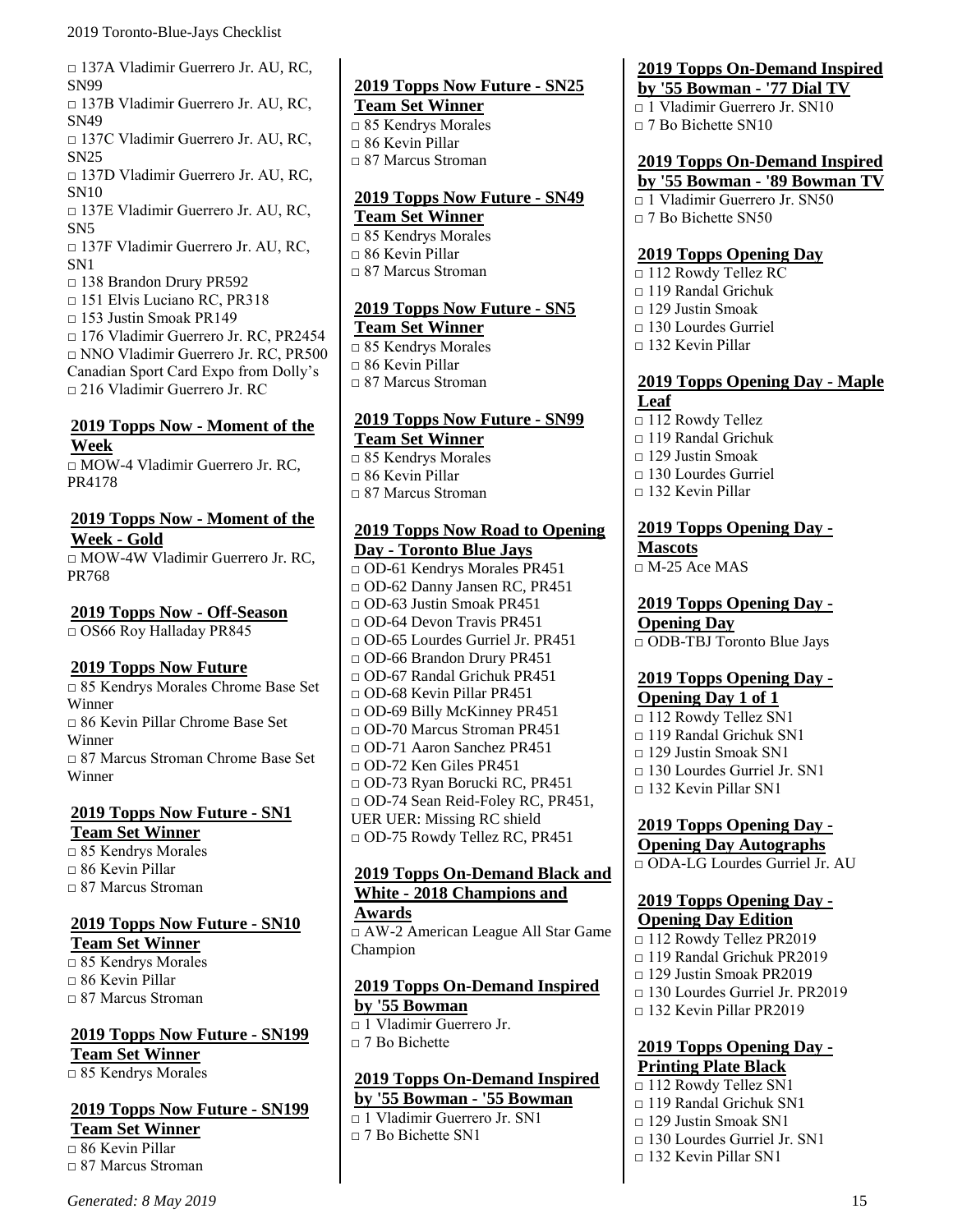□ 137A Vladimir Guerrero Jr. AU, RC, SN99
□ 137B Vladimir Guerrero Jr. AU, RC, SN49
□ 137C Vladimir Guerrero Jr. AU, RC, SN25
□ 137D Vladimir Guerrero Jr. AU, RC, SN10
□ 137E Vladimir Guerrero Jr. AU, RC, SN5
□ 137F Vladimir Guerrero Jr. AU, RC, SN1
□ 138 Brandon Drury PR592
□ 151 Elvis Luciano RC, PR318
□ 153 Justin Smoak PR149
□ 176 Vladimir Guerrero Jr. RC, PR2454
□ NNO Vladimir Guerrero Jr. RC, PR500 Canadian Sport Card Expo from Dolly's
□ 216 Vladimir Guerrero Jr. RC

**2019 Topps Now - Moment of the Week**
□ MOW-4 Vladimir Guerrero Jr. RC, PR4178

**2019 Topps Now - Moment of the Week - Gold**
□ MOW-4W Vladimir Guerrero Jr. RC, PR768

**2019 Topps Now - Off-Season**
□ OS66 Roy Halladay PR845

**2019 Topps Now Future**
□ 85 Kendrys Morales Chrome Base Set Winner
□ 86 Kevin Pillar Chrome Base Set Winner
□ 87 Marcus Stroman Chrome Base Set Winner

**2019 Topps Now Future - SN1 Team Set Winner**
□ 85 Kendrys Morales
□ 86 Kevin Pillar
□ 87 Marcus Stroman

**2019 Topps Now Future - SN10 Team Set Winner**
□ 85 Kendrys Morales
□ 86 Kevin Pillar
□ 87 Marcus Stroman

**2019 Topps Now Future - SN199 Team Set Winner**
□ 85 Kendrys Morales

**2019 Topps Now Future - SN199 Team Set Winner**
□ 86 Kevin Pillar
□ 87 Marcus Stroman

**2019 Topps Now Future - SN25 Team Set Winner**
□ 85 Kendrys Morales
□ 86 Kevin Pillar
□ 87 Marcus Stroman

**2019 Topps Now Future - SN49 Team Set Winner**
□ 85 Kendrys Morales
□ 86 Kevin Pillar
□ 87 Marcus Stroman

**2019 Topps Now Future - SN5 Team Set Winner**
□ 85 Kendrys Morales
□ 86 Kevin Pillar
□ 87 Marcus Stroman

**2019 Topps Now Future - SN99 Team Set Winner**
□ 85 Kendrys Morales
□ 86 Kevin Pillar
□ 87 Marcus Stroman

**2019 Topps Now Road to Opening Day - Toronto Blue Jays**
□ OD-61 Kendrys Morales PR451
□ OD-62 Danny Jansen RC, PR451
□ OD-63 Justin Smoak PR451
□ OD-64 Devon Travis PR451
□ OD-65 Lourdes Gurriel Jr. PR451
□ OD-66 Brandon Drury PR451
□ OD-67 Randal Grichuk PR451
□ OD-68 Kevin Pillar PR451
□ OD-69 Billy McKinney PR451
□ OD-70 Marcus Stroman PR451
□ OD-71 Aaron Sanchez PR451
□ OD-72 Ken Giles PR451
□ OD-73 Ryan Borucki RC, PR451
□ OD-74 Sean Reid-Foley RC, PR451, UER UER: Missing RC shield
□ OD-75 Rowdy Tellez RC, PR451

**2019 Topps On-Demand Black and White - 2018 Champions and Awards**
□ AW-2 American League All Star Game Champion

**2019 Topps On-Demand Inspired by '55 Bowman**
□ 1 Vladimir Guerrero Jr.
□ 7 Bo Bichette

**2019 Topps On-Demand Inspired by '55 Bowman - '55 Bowman**
□ 1 Vladimir Guerrero Jr. SN1
□ 7 Bo Bichette SN1

**2019 Topps On-Demand Inspired by '55 Bowman - '77 Dial TV**
□ 1 Vladimir Guerrero Jr. SN10
□ 7 Bo Bichette SN10

**2019 Topps On-Demand Inspired by '55 Bowman - '89 Bowman TV**
□ 1 Vladimir Guerrero Jr. SN50
□ 7 Bo Bichette SN50

**2019 Topps Opening Day**
□ 112 Rowdy Tellez RC
□ 119 Randal Grichuk
□ 129 Justin Smoak
□ 130 Lourdes Gurriel
□ 132 Kevin Pillar

**2019 Topps Opening Day - Maple Leaf**
□ 112 Rowdy Tellez
□ 119 Randal Grichuk
□ 129 Justin Smoak
□ 130 Lourdes Gurriel
□ 132 Kevin Pillar

**2019 Topps Opening Day - Mascots**
□ M-25 Ace MAS

**2019 Topps Opening Day - Opening Day**
□ ODB-TBJ Toronto Blue Jays

**2019 Topps Opening Day - Opening Day 1 of 1**
□ 112 Rowdy Tellez SN1
□ 119 Randal Grichuk SN1
□ 129 Justin Smoak SN1
□ 130 Lourdes Gurriel Jr. SN1
□ 132 Kevin Pillar SN1

**2019 Topps Opening Day - Opening Day Autographs**
□ ODA-LG Lourdes Gurriel Jr. AU

**2019 Topps Opening Day - Opening Day Edition**
□ 112 Rowdy Tellez PR2019
□ 119 Randal Grichuk PR2019
□ 129 Justin Smoak PR2019
□ 130 Lourdes Gurriel Jr. PR2019
□ 132 Kevin Pillar PR2019

**2019 Topps Opening Day - Printing Plate Black**
□ 112 Rowdy Tellez SN1
□ 119 Randal Grichuk SN1
□ 129 Justin Smoak SN1
□ 130 Lourdes Gurriel Jr. SN1
□ 132 Kevin Pillar SN1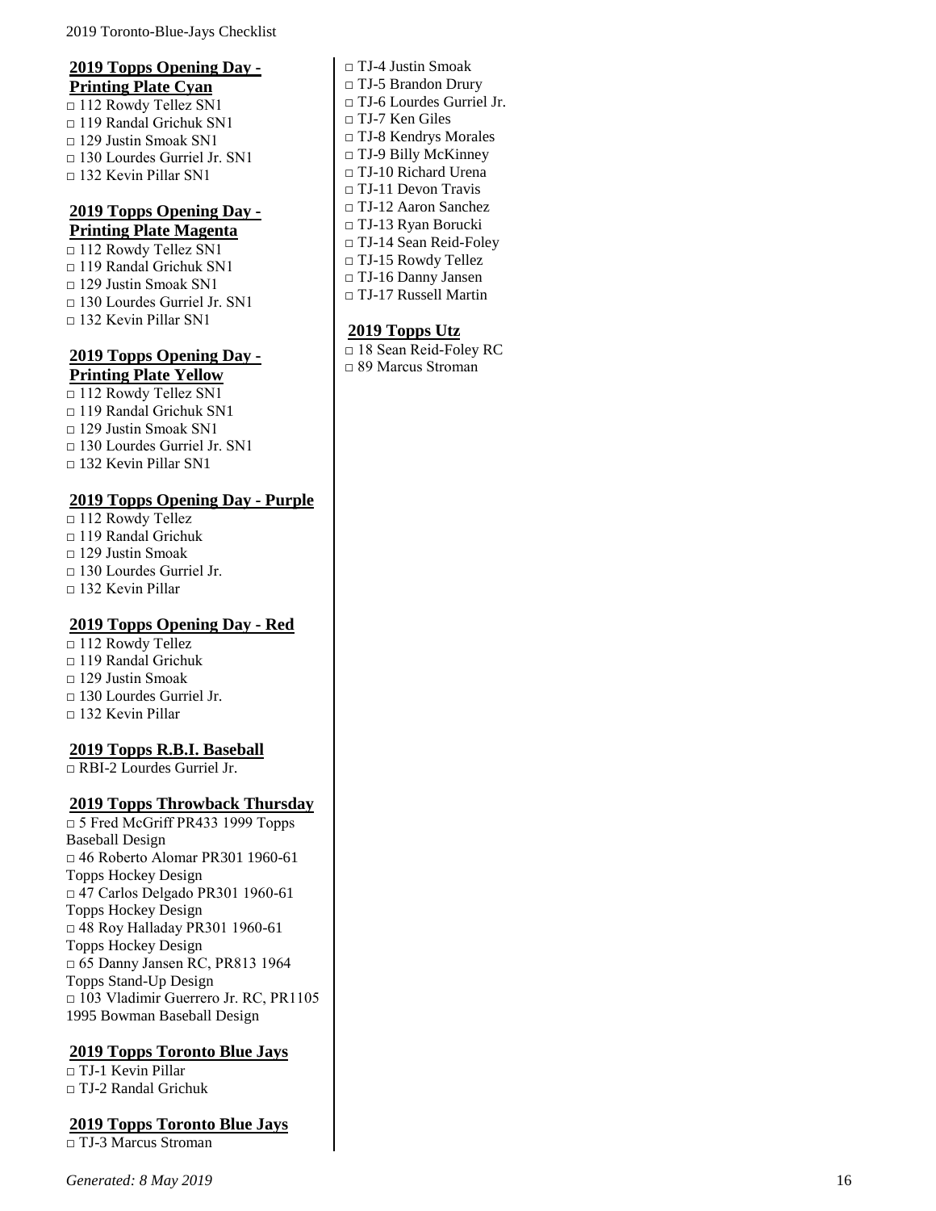## 2019 Topps Opening Day - Printing Plate Cyan

□ 112 Rowdy Tellez SN1
□ 119 Randal Grichuk SN1
□ 129 Justin Smoak SN1
□ 130 Lourdes Gurriel Jr. SN1
□ 132 Kevin Pillar SN1

## 2019 Topps Opening Day - Printing Plate Magenta

□ 112 Rowdy Tellez SN1
□ 119 Randal Grichuk SN1
□ 129 Justin Smoak SN1
□ 130 Lourdes Gurriel Jr. SN1
□ 132 Kevin Pillar SN1

## 2019 Topps Opening Day - Printing Plate Yellow

□ 112 Rowdy Tellez SN1
□ 119 Randal Grichuk SN1
□ 129 Justin Smoak SN1
□ 130 Lourdes Gurriel Jr. SN1
□ 132 Kevin Pillar SN1

## 2019 Topps Opening Day - Purple

□ 112 Rowdy Tellez
□ 119 Randal Grichuk
□ 129 Justin Smoak
□ 130 Lourdes Gurriel Jr.
□ 132 Kevin Pillar

## 2019 Topps Opening Day - Red

□ 112 Rowdy Tellez
□ 119 Randal Grichuk
□ 129 Justin Smoak
□ 130 Lourdes Gurriel Jr.
□ 132 Kevin Pillar

## 2019 Topps R.B.I. Baseball

□ RBI-2 Lourdes Gurriel Jr.

## 2019 Topps Throwback Thursday

□ 5 Fred McGriff PR433 1999 Topps Baseball Design
□ 46 Roberto Alomar PR301 1960-61 Topps Hockey Design
□ 47 Carlos Delgado PR301 1960-61 Topps Hockey Design
□ 48 Roy Halladay PR301 1960-61 Topps Hockey Design
□ 65 Danny Jansen RC, PR813 1964 Topps Stand-Up Design
□ 103 Vladimir Guerrero Jr. RC, PR1105 1995 Bowman Baseball Design

## 2019 Topps Toronto Blue Jays

□ TJ-1 Kevin Pillar
□ TJ-2 Randal Grichuk

## 2019 Topps Toronto Blue Jays

□ TJ-3 Marcus Stroman
□ TJ-4 Justin Smoak
□ TJ-5 Brandon Drury
□ TJ-6 Lourdes Gurriel Jr.
□ TJ-7 Ken Giles
□ TJ-8 Kendrys Morales
□ TJ-9 Billy McKinney
□ TJ-10 Richard Urena
□ TJ-11 Devon Travis
□ TJ-12 Aaron Sanchez
□ TJ-13 Ryan Borucki
□ TJ-14 Sean Reid-Foley
□ TJ-15 Rowdy Tellez
□ TJ-16 Danny Jansen
□ TJ-17 Russell Martin

## 2019 Topps Utz

□ 18 Sean Reid-Foley RC
□ 89 Marcus Stroman